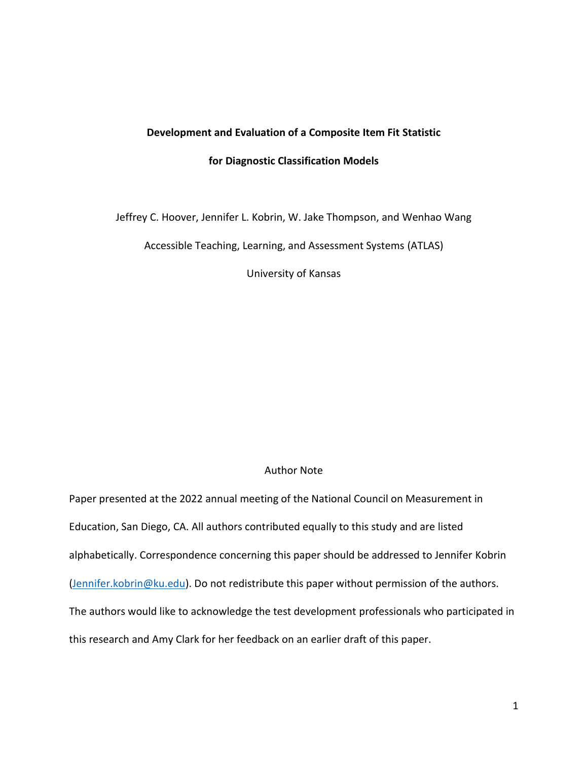# Development and Evaluation of a Composite Item Fit Statistic for Diagnostic Classification Models

Jeffrey C. Hoover, Jennifer L. Kobrin, W. Jake Thompson, and Wenhao Wang

Accessible Teaching, Learning, and Assessment Systems (ATLAS)

University of Kansas

Author Note

Paper presented at the 2022 annual meeting of the National Council on Measurement in Education, San Diego, CA. All authors contributed equally to this study and are listed alphabetically. Correspondence concerning this paper should be addressed to Jennifer Kobrin (Jennifer.kobrin@ku.edu). Do not redistribute this paper without permission of the authors. The authors would like to acknowledge the test development professionals who participated in this research and Amy Clark for her feedback on an earlier draft of this paper.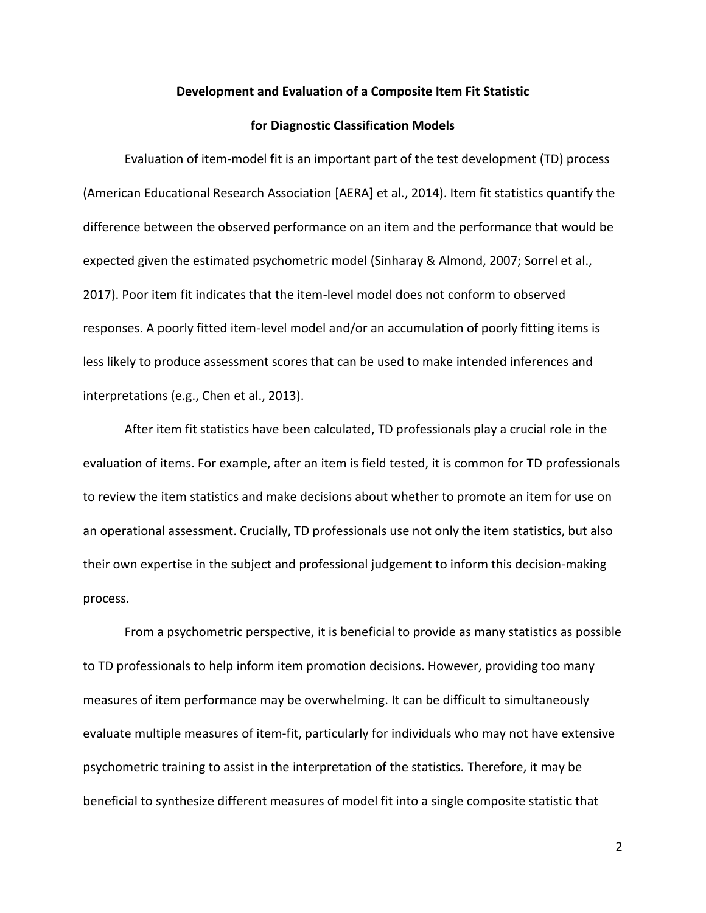# Development and Evaluation of a Composite Item Fit Statistic for Diagnostic Classification Models

Evaluation of item-model fit is an important part of the test development (TD) process (American Educational Research Association [AERA] et al., 2014). Item fit statistics quantify the difference between the observed performance on an item and the performance that would be expected given the estimated psychometric model (Sinharay & Almond, 2007; Sorrel et al., 2017). Poor item fit indicates that the item-level model does not conform to observed responses. A poorly fitted item-level model and/or an accumulation of poorly fitting items is less likely to produce assessment scores that can be used to make intended inferences and interpretations (e.g., Chen et al., 2013).

After item fit statistics have been calculated, TD professionals play a crucial role in the evaluation of items. For example, after an item is field tested, it is common for TD professionals to review the item statistics and make decisions about whether to promote an item for use on an operational assessment. Crucially, TD professionals use not only the item statistics, but also their own expertise in the subject and professional judgement to inform this decision-making process.

From a psychometric perspective, it is beneficial to provide as many statistics as possible to TD professionals to help inform item promotion decisions. However, providing too many measures of item performance may be overwhelming. It can be difficult to simultaneously evaluate multiple measures of item-fit, particularly for individuals who may not have extensive psychometric training to assist in the interpretation of the statistics. Therefore, it may be beneficial to synthesize different measures of model fit into a single composite statistic that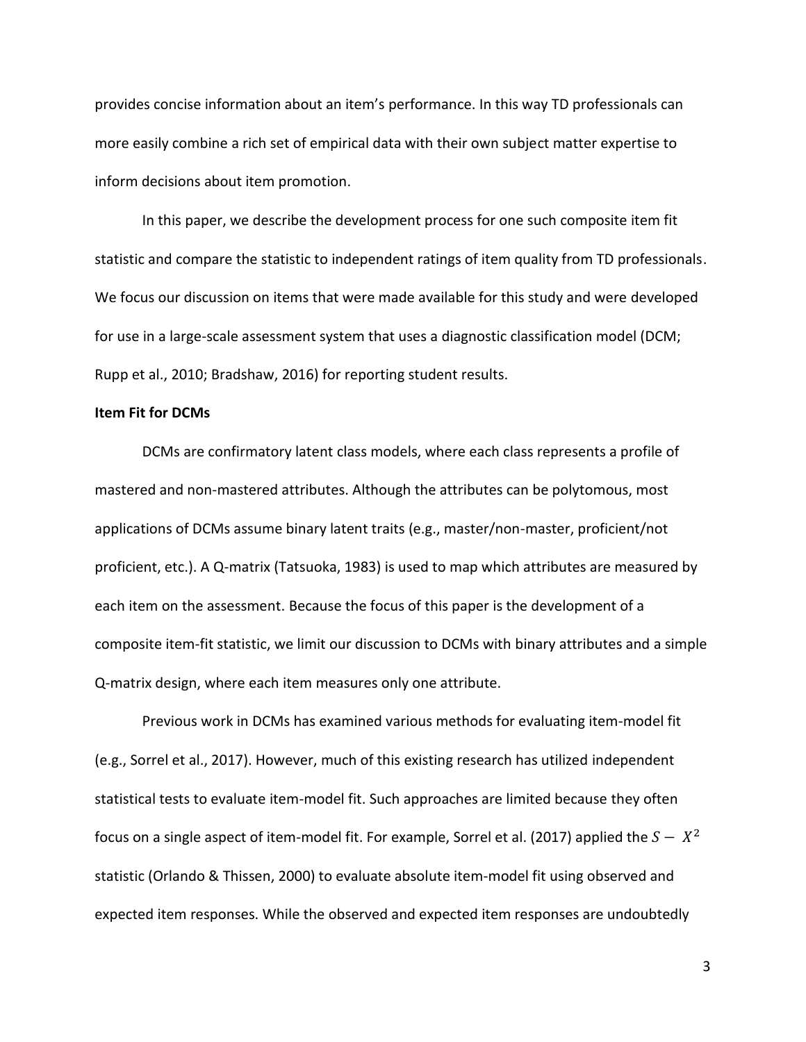provides concise information about an item's performance. In this way TD professionals can more easily combine a rich set of empirical data with their own subject matter expertise to inform decisions about item promotion.

In this paper, we describe the development process for one such composite item fit statistic and compare the statistic to independent ratings of item quality from TD professionals. We focus our discussion on items that were made available for this study and were developed for use in a large-scale assessment system that uses a diagnostic classification model (DCM; Rupp et al., 2010; Bradshaw, 2016) for reporting student results.

**Item Fit for DCMs**

DCMs are confirmatory latent class models, where each class represents a profile of mastered and non-mastered attributes. Although the attributes can be polytomous, most applications of DCMs assume binary latent traits (e.g., master/non-master, proficient/not proficient, etc.). A Q-matrix (Tatsuoka, 1983) is used to map which attributes are measured by each item on the assessment. Because the focus of this paper is the development of a composite item-fit statistic, we limit our discussion to DCMs with binary attributes and a simple Q-matrix design, where each item measures only one attribute.

Previous work in DCMs has examined various methods for evaluating item-model fit (e.g., Sorrel et al., 2017). However, much of this existing research has utilized independent statistical tests to evaluate item-model fit. Such approaches are limited because they often focus on a single aspect of item-model fit. For example, Sorrel et al. (2017) applied the $S - X^2$ statistic (Orlando & Thissen, 2000) to evaluate absolute item-model fit using observed and expected item responses. While the observed and expected item responses are undoubtedly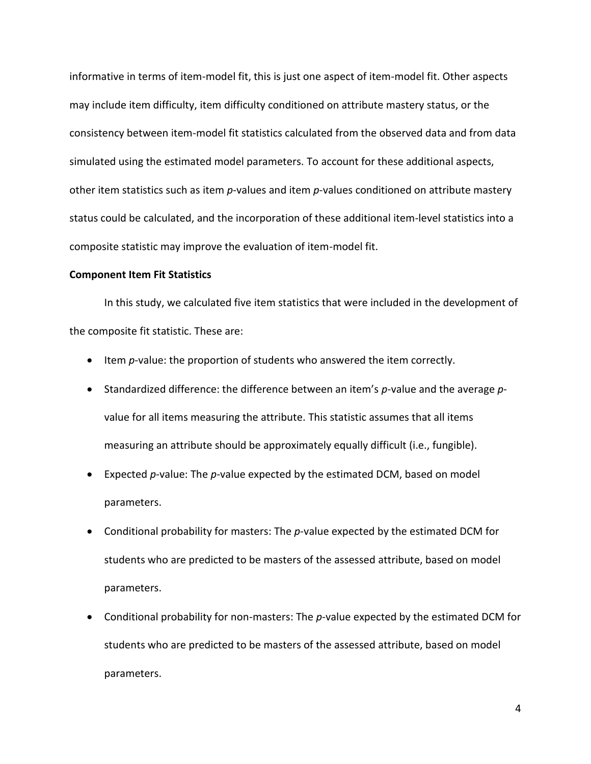informative in terms of item-model fit, this is just one aspect of item-model fit. Other aspects may include item difficulty, item difficulty conditioned on attribute mastery status, or the consistency between item-model fit statistics calculated from the observed data and from data simulated using the estimated model parameters. To account for these additional aspects, other item statistics such as item *p*-values and item *p*-values conditioned on attribute mastery status could be calculated, and the incorporation of these additional item-level statistics into a composite statistic may improve the evaluation of item-model fit.

**Component Item Fit Statistics**

In this study, we calculated five item statistics that were included in the development of the composite fit statistic. These are:

- Item *p*-value: the proportion of students who answered the item correctly.
- Standardized difference: the difference between an item's *p*-value and the average *p*-value for all items measuring the attribute. This statistic assumes that all items measuring an attribute should be approximately equally difficult (i.e., fungible).
- Expected *p*-value: The *p*-value expected by the estimated DCM, based on model parameters.
- Conditional probability for masters: The *p*-value expected by the estimated DCM for students who are predicted to be masters of the assessed attribute, based on model parameters.
- Conditional probability for non-masters: The *p*-value expected by the estimated DCM for students who are predicted to be masters of the assessed attribute, based on model parameters.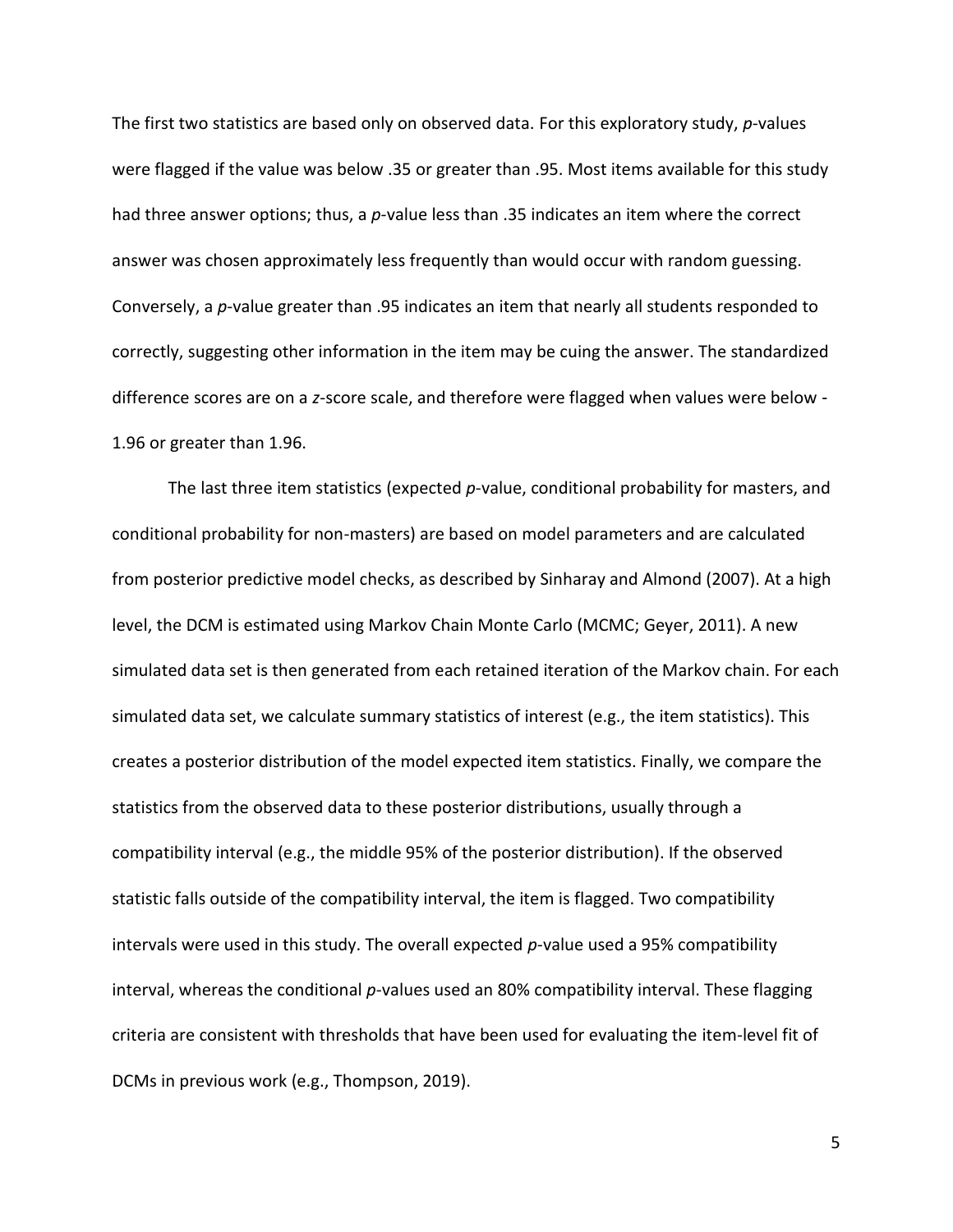The first two statistics are based only on observed data. For this exploratory study, *p*-values were flagged if the value was below .35 or greater than .95. Most items available for this study had three answer options; thus, a *p*-value less than .35 indicates an item where the correct answer was chosen approximately less frequently than would occur with random guessing. Conversely, a *p*-value greater than .95 indicates an item that nearly all students responded to correctly, suggesting other information in the item may be cuing the answer. The standardized difference scores are on a *z*-score scale, and therefore were flagged when values were below -1.96 or greater than 1.96.

The last three item statistics (expected *p*-value, conditional probability for masters, and conditional probability for non-masters) are based on model parameters and are calculated from posterior predictive model checks, as described by Sinharay and Almond (2007). At a high level, the DCM is estimated using Markov Chain Monte Carlo (MCMC; Geyer, 2011). A new simulated data set is then generated from each retained iteration of the Markov chain. For each simulated data set, we calculate summary statistics of interest (e.g., the item statistics). This creates a posterior distribution of the model expected item statistics. Finally, we compare the statistics from the observed data to these posterior distributions, usually through a compatibility interval (e.g., the middle 95% of the posterior distribution). If the observed statistic falls outside of the compatibility interval, the item is flagged. Two compatibility intervals were used in this study. The overall expected *p*-value used a 95% compatibility interval, whereas the conditional *p*-values used an 80% compatibility interval. These flagging criteria are consistent with thresholds that have been used for evaluating the item-level fit of DCMs in previous work (e.g., Thompson, 2019).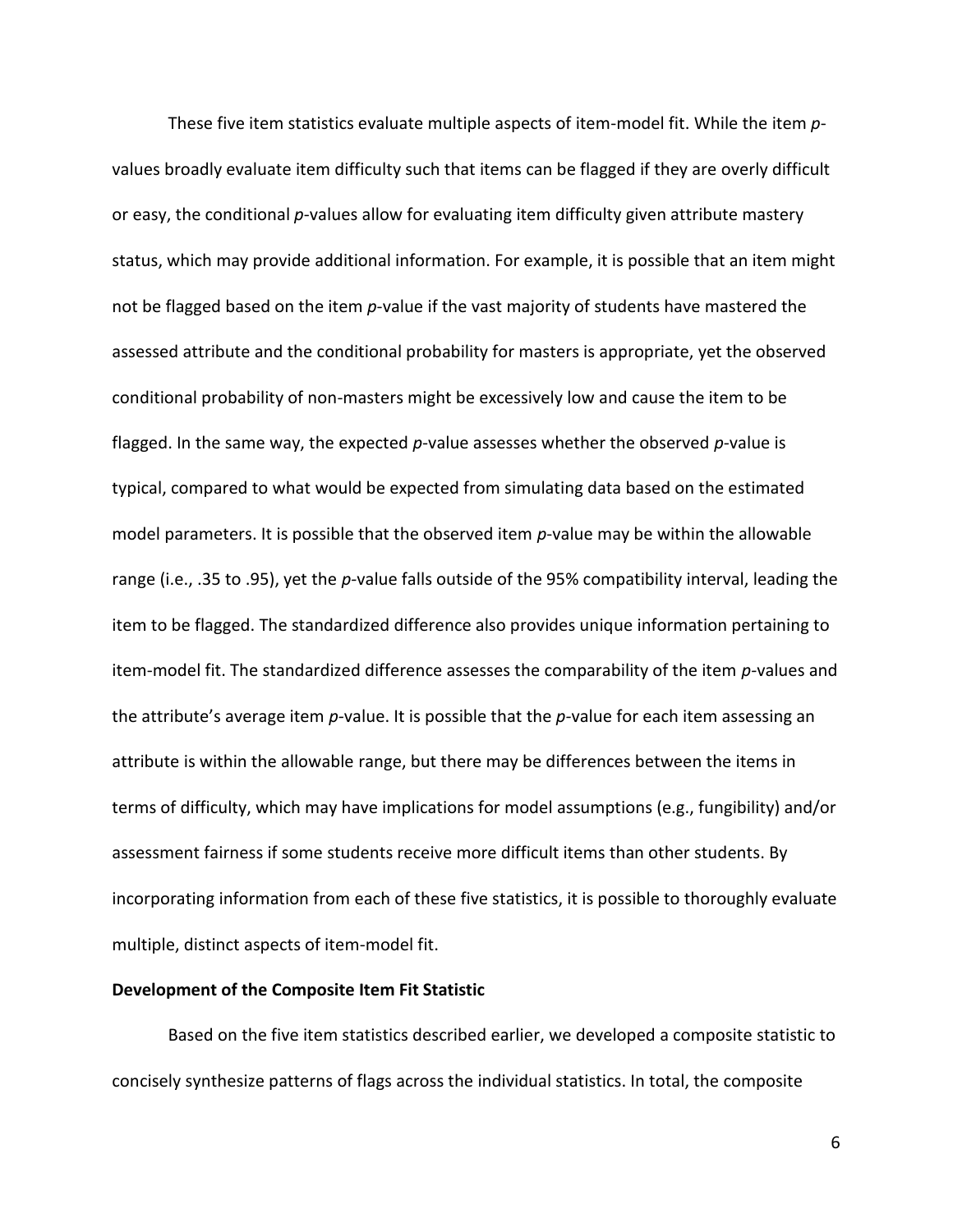These five item statistics evaluate multiple aspects of item-model fit. While the item *p*-values broadly evaluate item difficulty such that items can be flagged if they are overly difficult or easy, the conditional *p*-values allow for evaluating item difficulty given attribute mastery status, which may provide additional information. For example, it is possible that an item might not be flagged based on the item *p*-value if the vast majority of students have mastered the assessed attribute and the conditional probability for masters is appropriate, yet the observed conditional probability of non-masters might be excessively low and cause the item to be flagged. In the same way, the expected *p*-value assesses whether the observed *p*-value is typical, compared to what would be expected from simulating data based on the estimated model parameters. It is possible that the observed item *p*-value may be within the allowable range (i.e., .35 to .95), yet the *p*-value falls outside of the 95% compatibility interval, leading the item to be flagged. The standardized difference also provides unique information pertaining to item-model fit. The standardized difference assesses the comparability of the item *p*-values and the attribute's average item *p*-value. It is possible that the *p*-value for each item assessing an attribute is within the allowable range, but there may be differences between the items in terms of difficulty, which may have implications for model assumptions (e.g., fungibility) and/or assessment fairness if some students receive more difficult items than other students. By incorporating information from each of these five statistics, it is possible to thoroughly evaluate multiple, distinct aspects of item-model fit.

**Development of the Composite Item Fit Statistic**

Based on the five item statistics described earlier, we developed a composite statistic to concisely synthesize patterns of flags across the individual statistics. In total, the composite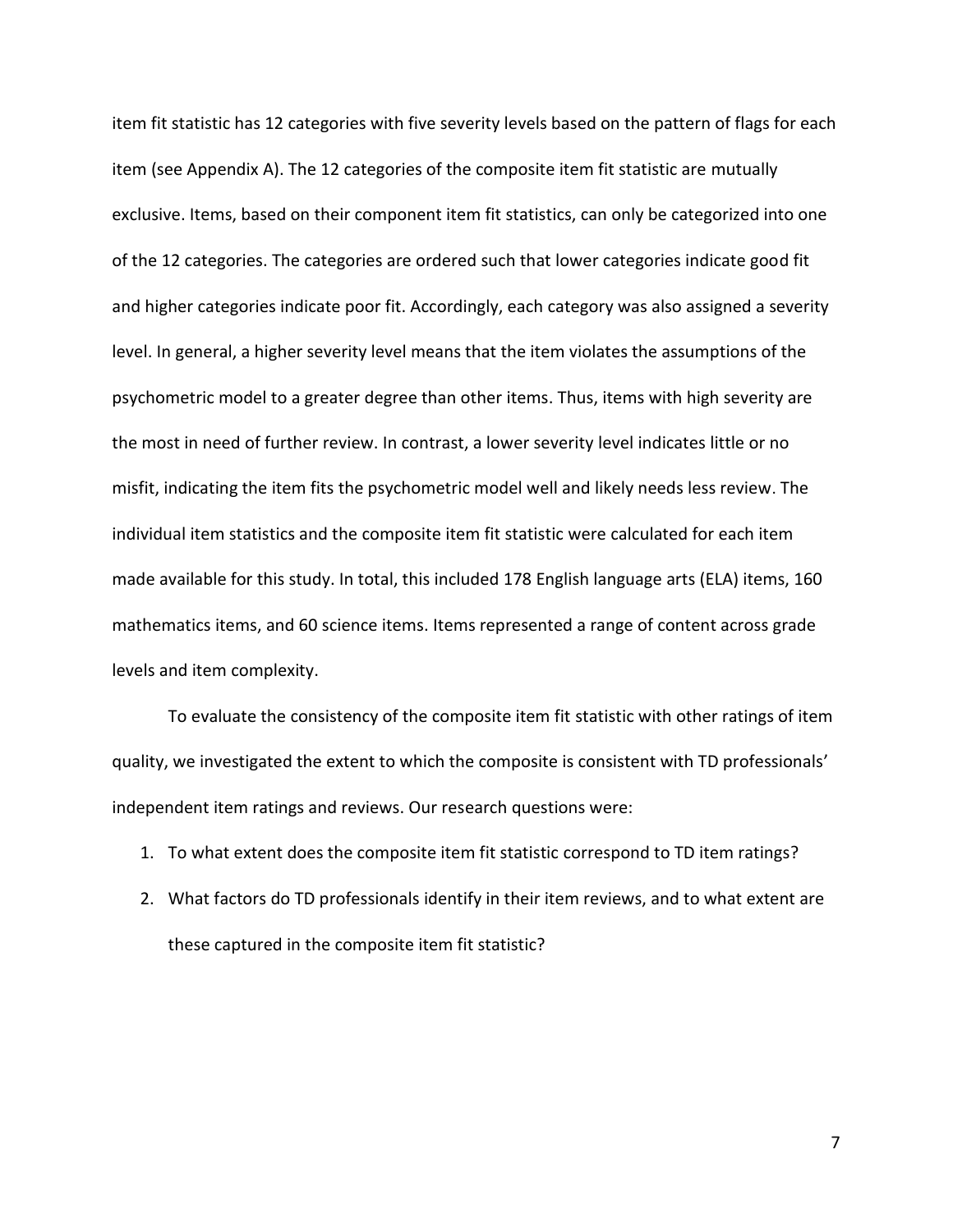item fit statistic has 12 categories with five severity levels based on the pattern of flags for each item (see Appendix A). The 12 categories of the composite item fit statistic are mutually exclusive. Items, based on their component item fit statistics, can only be categorized into one of the 12 categories. The categories are ordered such that lower categories indicate good fit and higher categories indicate poor fit. Accordingly, each category was also assigned a severity level. In general, a higher severity level means that the item violates the assumptions of the psychometric model to a greater degree than other items. Thus, items with high severity are the most in need of further review. In contrast, a lower severity level indicates little or no misfit, indicating the item fits the psychometric model well and likely needs less review. The individual item statistics and the composite item fit statistic were calculated for each item made available for this study. In total, this included 178 English language arts (ELA) items, 160 mathematics items, and 60 science items. Items represented a range of content across grade levels and item complexity.

To evaluate the consistency of the composite item fit statistic with other ratings of item quality, we investigated the extent to which the composite is consistent with TD professionals' independent item ratings and reviews. Our research questions were:

1. To what extent does the composite item fit statistic correspond to TD item ratings?
2. What factors do TD professionals identify in their item reviews, and to what extent are these captured in the composite item fit statistic?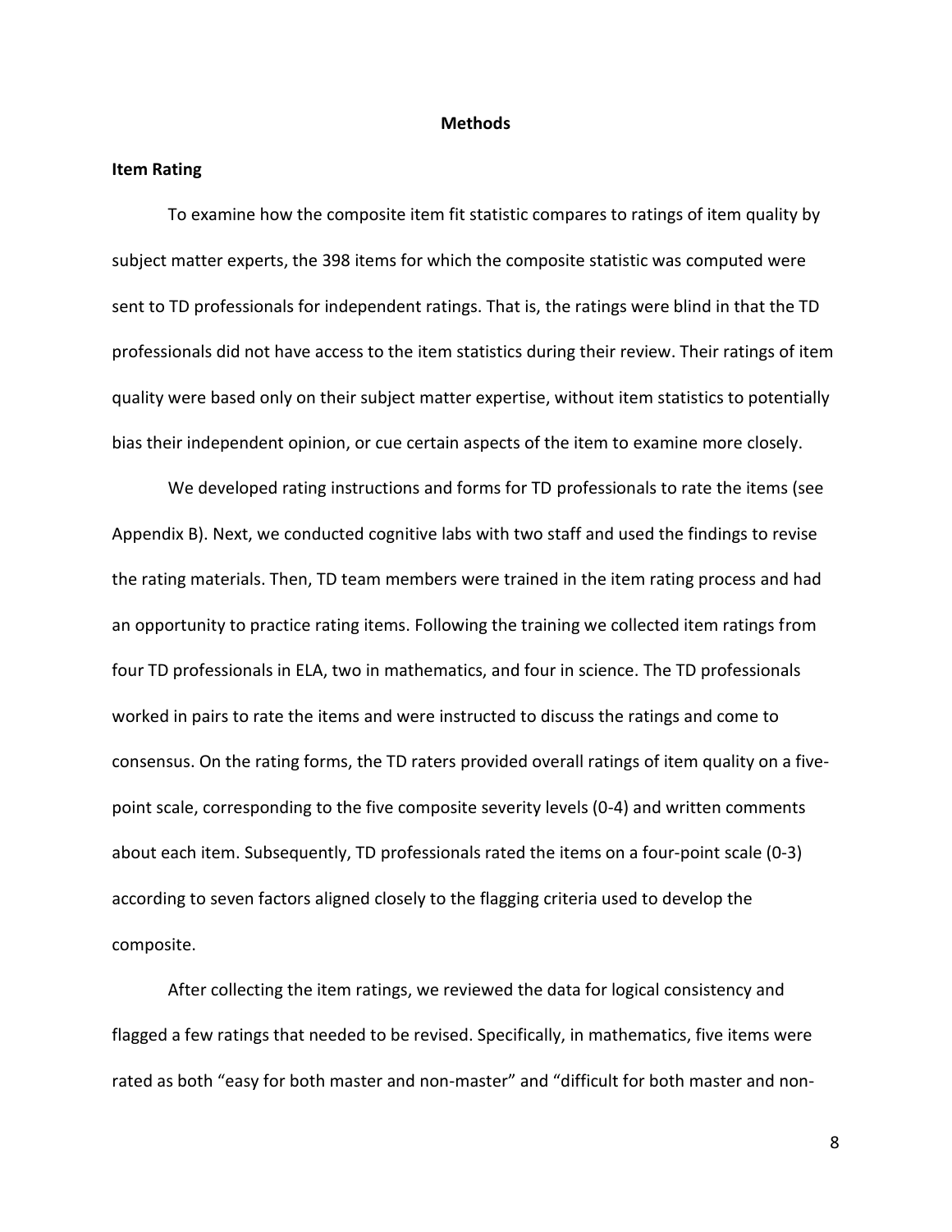## Methods

### Item Rating

To examine how the composite item fit statistic compares to ratings of item quality by subject matter experts, the 398 items for which the composite statistic was computed were sent to TD professionals for independent ratings. That is, the ratings were blind in that the TD professionals did not have access to the item statistics during their review. Their ratings of item quality were based only on their subject matter expertise, without item statistics to potentially bias their independent opinion, or cue certain aspects of the item to examine more closely.

We developed rating instructions and forms for TD professionals to rate the items (see Appendix B). Next, we conducted cognitive labs with two staff and used the findings to revise the rating materials. Then, TD team members were trained in the item rating process and had an opportunity to practice rating items. Following the training we collected item ratings from four TD professionals in ELA, two in mathematics, and four in science. The TD professionals worked in pairs to rate the items and were instructed to discuss the ratings and come to consensus. On the rating forms, the TD raters provided overall ratings of item quality on a five-point scale, corresponding to the five composite severity levels (0-4) and written comments about each item. Subsequently, TD professionals rated the items on a four-point scale (0-3) according to seven factors aligned closely to the flagging criteria used to develop the composite.

After collecting the item ratings, we reviewed the data for logical consistency and flagged a few ratings that needed to be revised. Specifically, in mathematics, five items were rated as both "easy for both master and non-master" and "difficult for both master and non-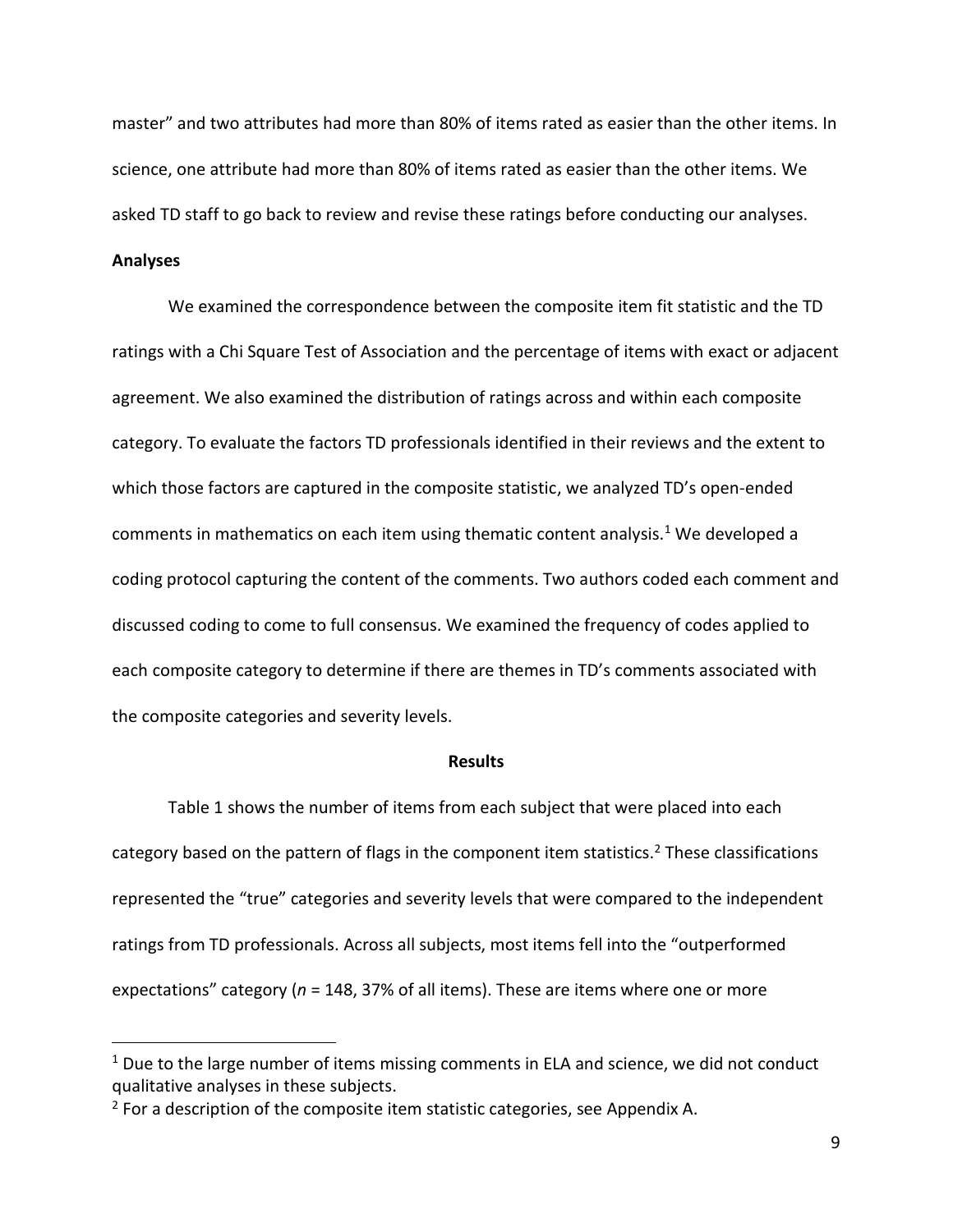master" and two attributes had more than 80% of items rated as easier than the other items. In science, one attribute had more than 80% of items rated as easier than the other items. We asked TD staff to go back to review and revise these ratings before conducting our analyses.

**Analyses**

We examined the correspondence between the composite item fit statistic and the TD ratings with a Chi Square Test of Association and the percentage of items with exact or adjacent agreement. We also examined the distribution of ratings across and within each composite category. To evaluate the factors TD professionals identified in their reviews and the extent to which those factors are captured in the composite statistic, we analyzed TD's open-ended comments in mathematics on each item using thematic content analysis.[1] We developed a coding protocol capturing the content of the comments. Two authors coded each comment and discussed coding to come to full consensus. We examined the frequency of codes applied to each composite category to determine if there are themes in TD's comments associated with the composite categories and severity levels.

## Results

Table 1 shows the number of items from each subject that were placed into each category based on the pattern of flags in the component item statistics.[2] These classifications represented the "true" categories and severity levels that were compared to the independent ratings from TD professionals. Across all subjects, most items fell into the "outperformed expectations" category (*n* = 148, 37% of all items). These are items where one or more

[1] Due to the large number of items missing comments in ELA and science, we did not conduct qualitative analyses in these subjects.

[2] For a description of the composite item statistic categories, see Appendix A.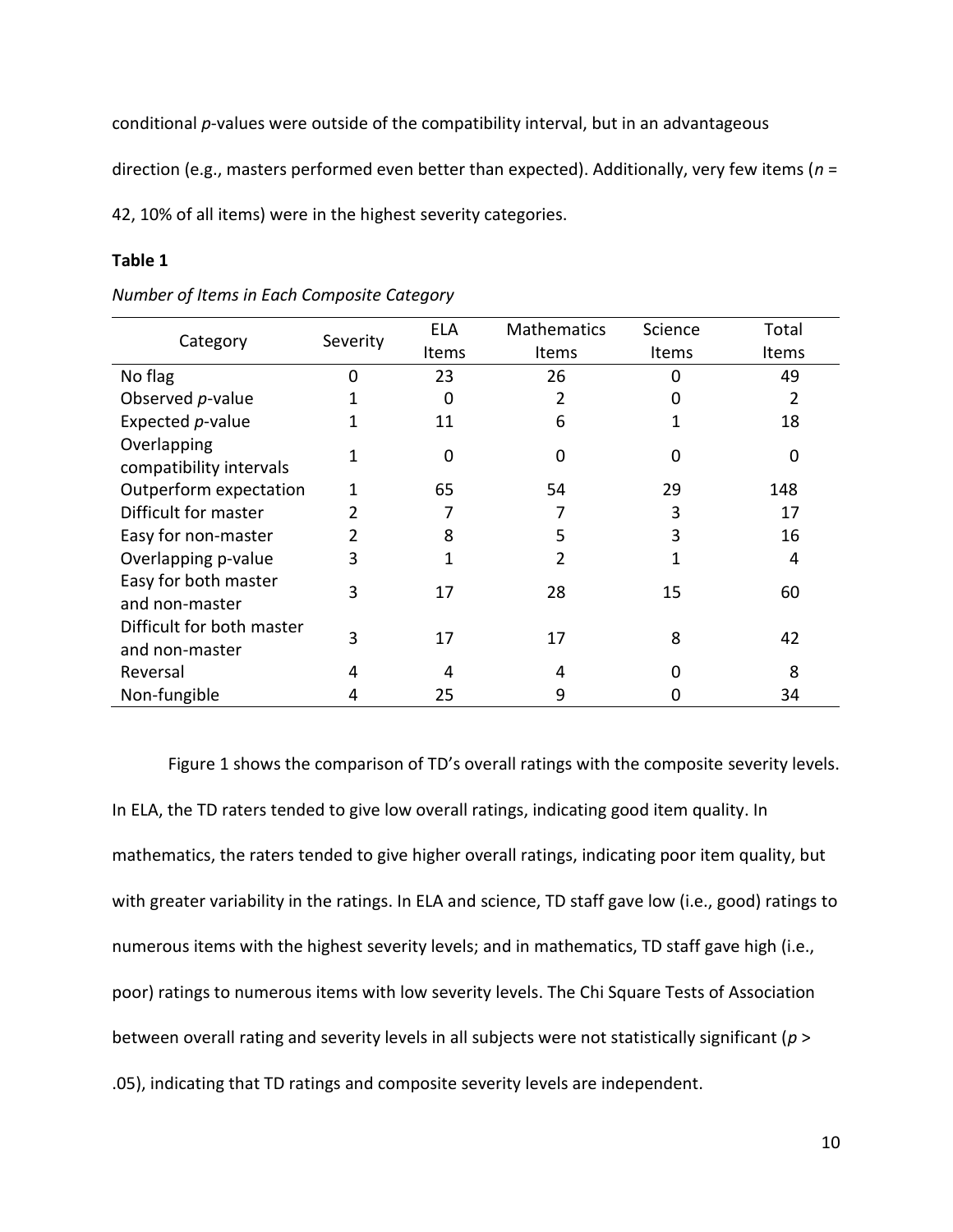conditional *p*-values were outside of the compatibility interval, but in an advantageous direction (e.g., masters performed even better than expected). Additionally, very few items ($n$ = 42, 10% of all items) were in the highest severity categories.

**Table 1**

*Number of Items in Each Composite Category*

| Category | Severity | ELA Items | Mathematics Items | Science Items | Total Items |
|---|---|---|---|---|---|
| No flag | 0 | 23 | 26 | 0 | 49 |
| Observed *p*-value | 1 | 0 | 2 | 0 | 2 |
| Expected *p*-value | 1 | 11 | 6 | 1 | 18 |
| Overlapping compatibility intervals | 1 | 0 | 0 | 0 | 0 |
| Outperform expectation | 1 | 65 | 54 | 29 | 148 |
| Difficult for master | 2 | 7 | 7 | 3 | 17 |
| Easy for non-master | 2 | 8 | 5 | 3 | 16 |
| Overlapping p-value | 3 | 1 | 2 | 1 | 4 |
| Easy for both master and non-master | 3 | 17 | 28 | 15 | 60 |
| Difficult for both master and non-master | 3 | 17 | 17 | 8 | 42 |
| Reversal | 4 | 4 | 4 | 0 | 8 |
| Non-fungible | 4 | 25 | 9 | 0 | 34 |

Figure 1 shows the comparison of TD's overall ratings with the composite severity levels. In ELA, the TD raters tended to give low overall ratings, indicating good item quality. In mathematics, the raters tended to give higher overall ratings, indicating poor item quality, but with greater variability in the ratings. In ELA and science, TD staff gave low (i.e., good) ratings to numerous items with the highest severity levels; and in mathematics, TD staff gave high (i.e., poor) ratings to numerous items with low severity levels. The Chi Square Tests of Association between overall rating and severity levels in all subjects were not statistically significant ($p$ > .05), indicating that TD ratings and composite severity levels are independent.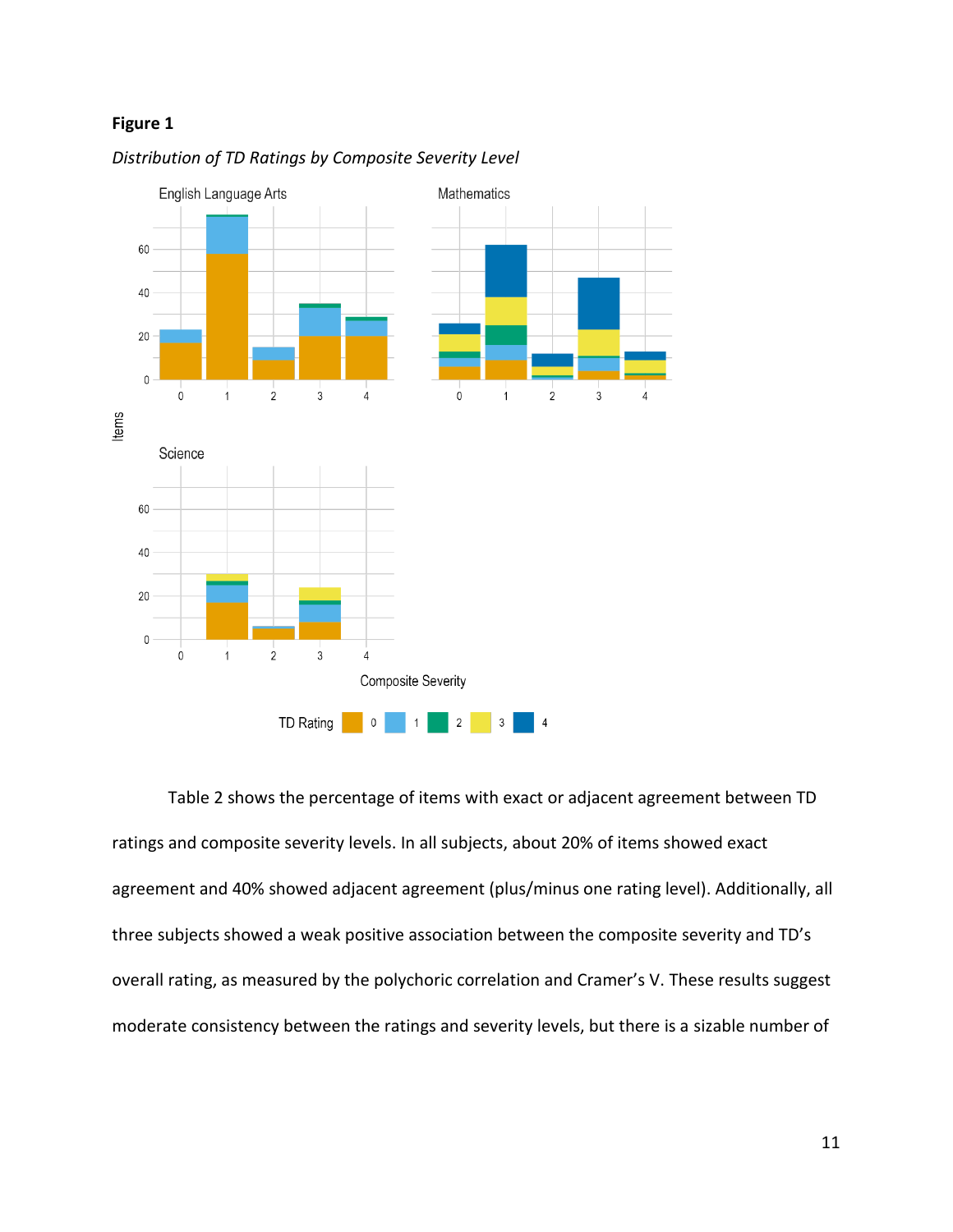**Figure 1**

*Distribution of TD Ratings by Composite Severity Level*

Table 2 shows the percentage of items with exact or adjacent agreement between TD ratings and composite severity levels. In all subjects, about 20% of items showed exact agreement and 40% showed adjacent agreement (plus/minus one rating level). Additionally, all three subjects showed a weak positive association between the composite severity and TD's overall rating, as measured by the polychoric correlation and Cramer's V. These results suggest moderate consistency between the ratings and severity levels, but there is a sizable number of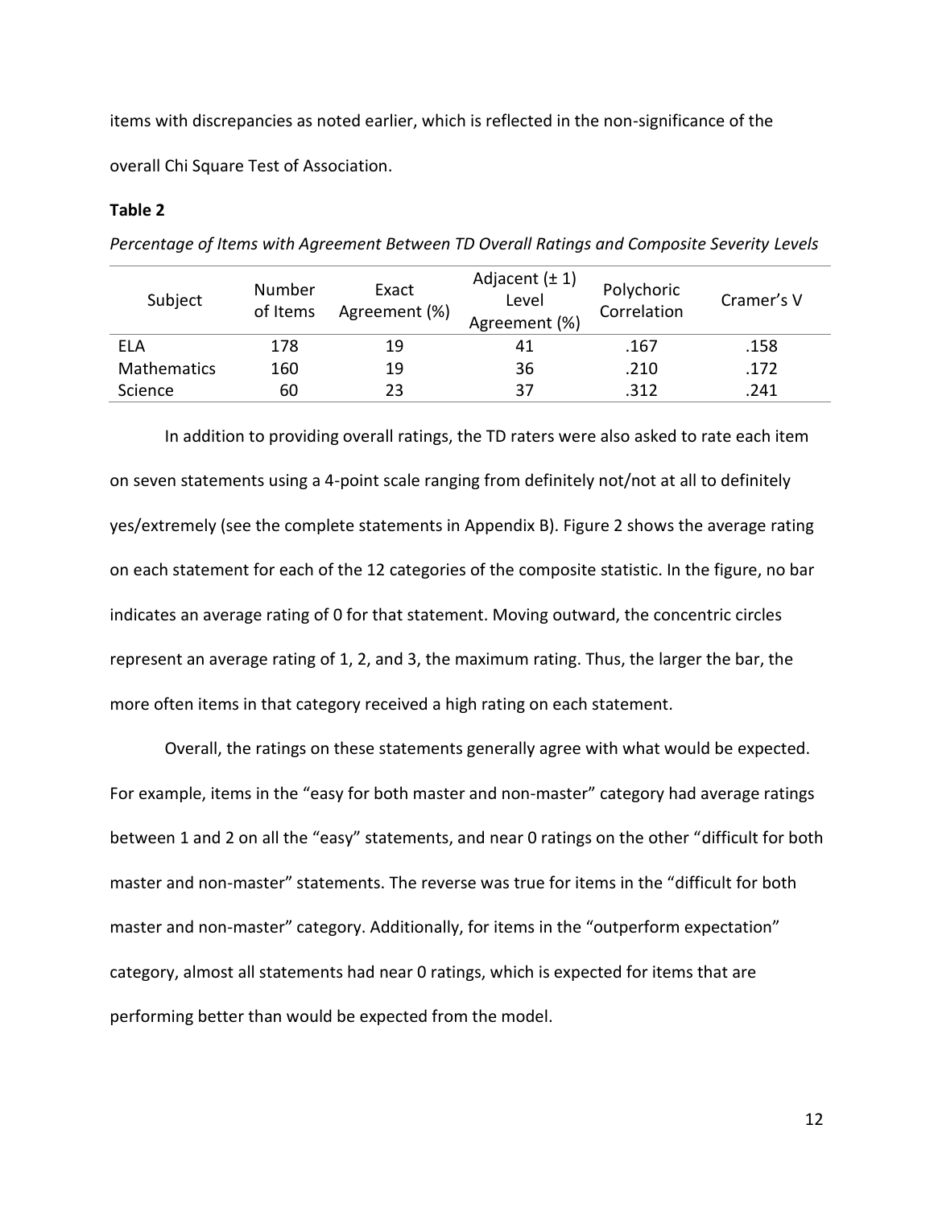items with discrepancies as noted earlier, which is reflected in the non-significance of the overall Chi Square Test of Association.

**Table 2**

*Percentage of Items with Agreement Between TD Overall Ratings and Composite Severity Levels*

| Subject | Number of Items | Exact Agreement (%) | Adjacent (± 1) Level Agreement (%) | Polychoric Correlation | Cramer's V |
|---|---|---|---|---|---|
| ELA | 178 | 19 | 41 | .167 | .158 |
| Mathematics | 160 | 19 | 36 | .210 | .172 |
| Science | 60 | 23 | 37 | .312 | .241 |

In addition to providing overall ratings, the TD raters were also asked to rate each item on seven statements using a 4-point scale ranging from definitely not/not at all to definitely yes/extremely (see the complete statements in Appendix B). Figure 2 shows the average rating on each statement for each of the 12 categories of the composite statistic. In the figure, no bar indicates an average rating of 0 for that statement. Moving outward, the concentric circles represent an average rating of 1, 2, and 3, the maximum rating. Thus, the larger the bar, the more often items in that category received a high rating on each statement.

Overall, the ratings on these statements generally agree with what would be expected. For example, items in the "easy for both master and non-master" category had average ratings between 1 and 2 on all the "easy" statements, and near 0 ratings on the other "difficult for both master and non-master" statements. The reverse was true for items in the "difficult for both master and non-master" category. Additionally, for items in the "outperform expectation" category, almost all statements had near 0 ratings, which is expected for items that are performing better than would be expected from the model.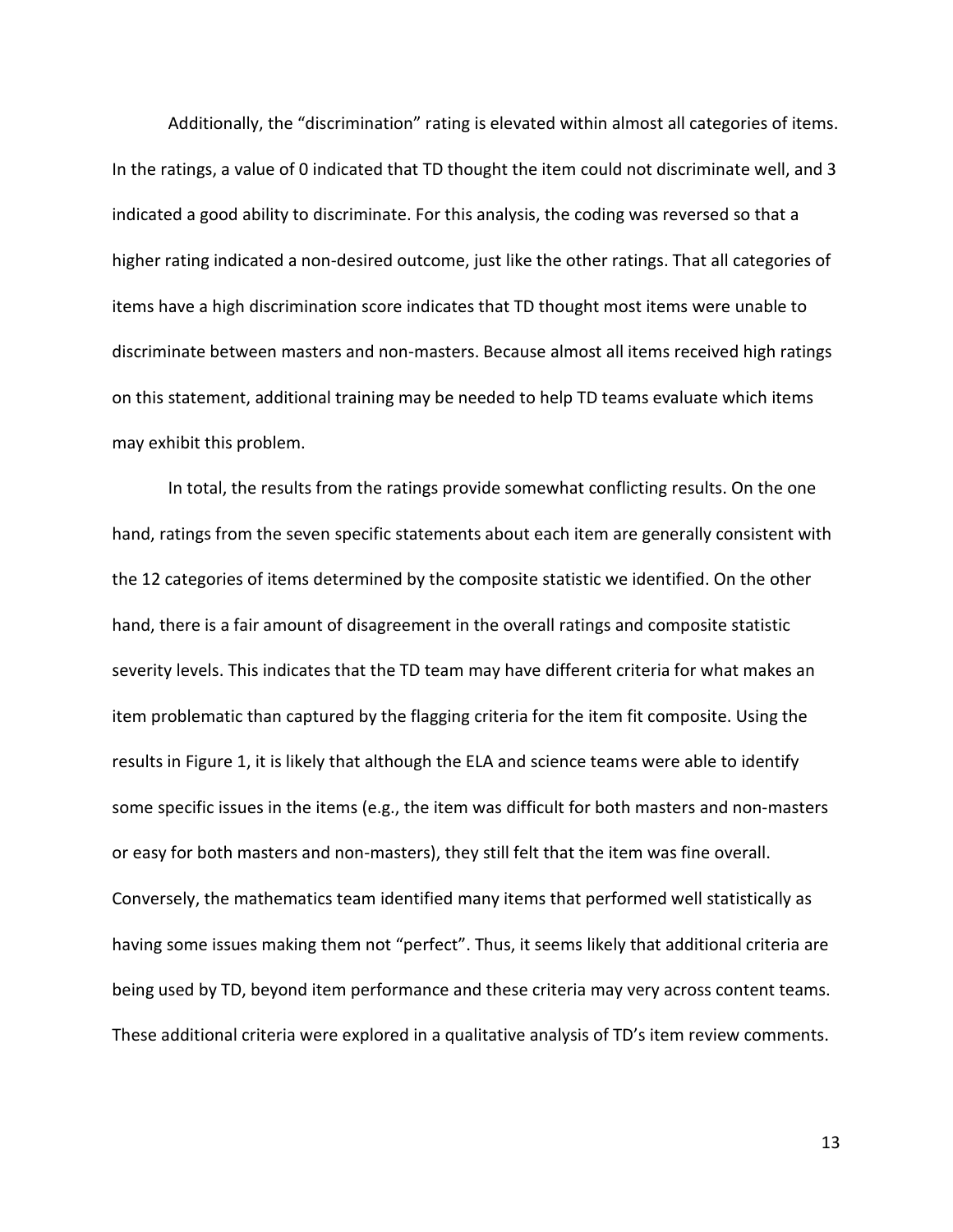Additionally, the "discrimination" rating is elevated within almost all categories of items. In the ratings, a value of 0 indicated that TD thought the item could not discriminate well, and 3 indicated a good ability to discriminate. For this analysis, the coding was reversed so that a higher rating indicated a non-desired outcome, just like the other ratings. That all categories of items have a high discrimination score indicates that TD thought most items were unable to discriminate between masters and non-masters. Because almost all items received high ratings on this statement, additional training may be needed to help TD teams evaluate which items may exhibit this problem.

In total, the results from the ratings provide somewhat conflicting results. On the one hand, ratings from the seven specific statements about each item are generally consistent with the 12 categories of items determined by the composite statistic we identified. On the other hand, there is a fair amount of disagreement in the overall ratings and composite statistic severity levels. This indicates that the TD team may have different criteria for what makes an item problematic than captured by the flagging criteria for the item fit composite. Using the results in Figure 1, it is likely that although the ELA and science teams were able to identify some specific issues in the items (e.g., the item was difficult for both masters and non-masters or easy for both masters and non-masters), they still felt that the item was fine overall. Conversely, the mathematics team identified many items that performed well statistically as having some issues making them not "perfect". Thus, it seems likely that additional criteria are being used by TD, beyond item performance and these criteria may very across content teams. These additional criteria were explored in a qualitative analysis of TD's item review comments.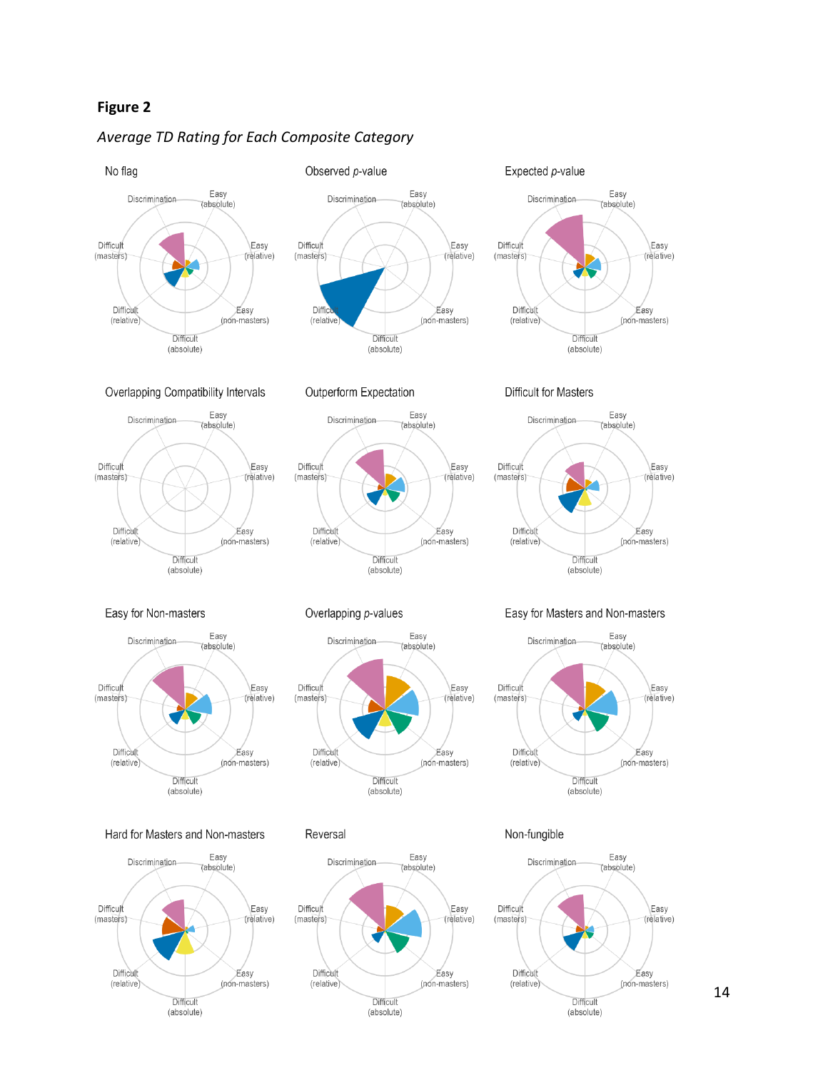**Figure 2**

*Average TD Rating for Each Composite Category*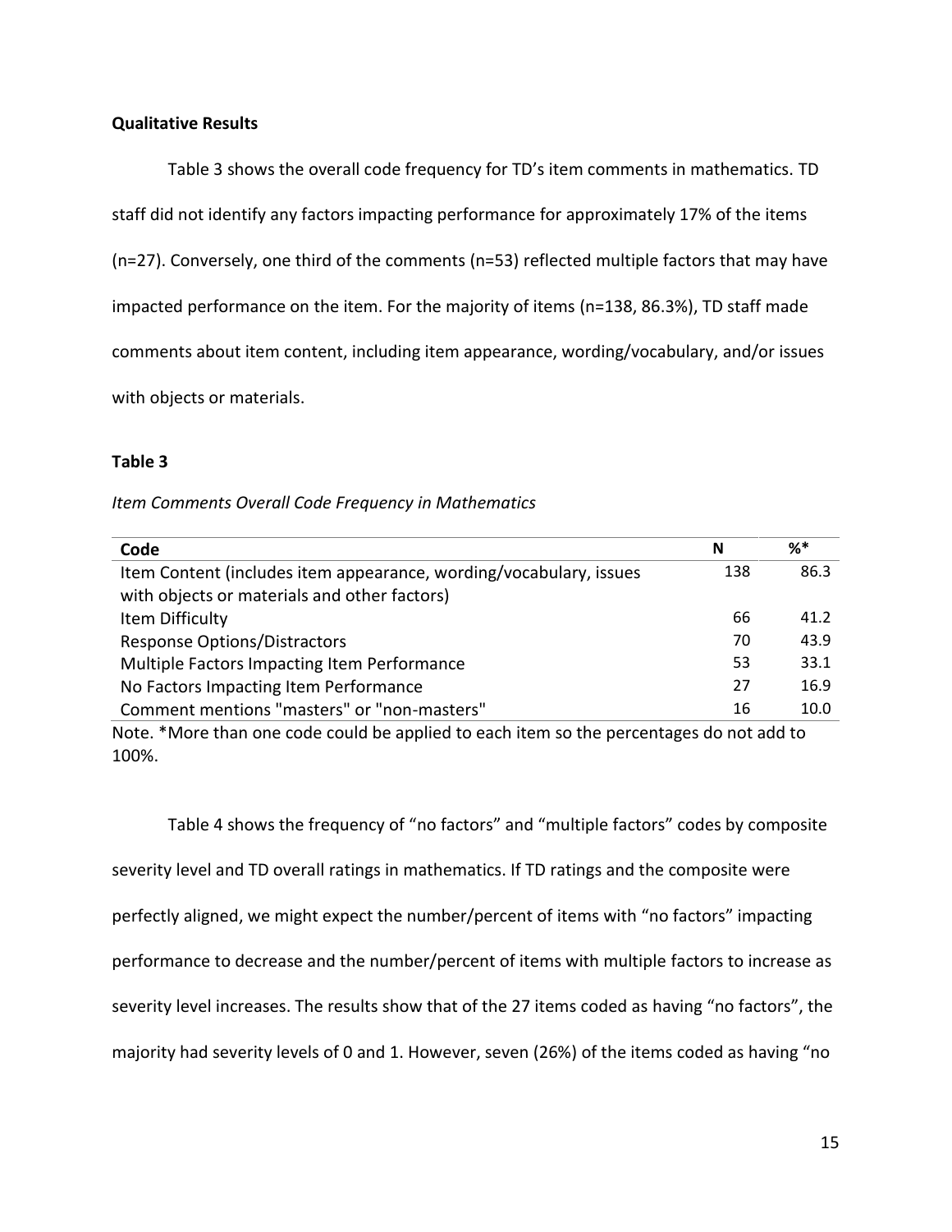## Qualitative Results

Table 3 shows the overall code frequency for TD's item comments in mathematics. TD staff did not identify any factors impacting performance for approximately 17% of the items (n=27). Conversely, one third of the comments (n=53) reflected multiple factors that may have impacted performance on the item. For the majority of items (n=138, 86.3%), TD staff made comments about item content, including item appearance, wording/vocabulary, and/or issues with objects or materials.

**Table 3**

*Item Comments Overall Code Frequency in Mathematics*

| Code | N | %* |
|---|---|---|
| Item Content (includes item appearance, wording/vocabulary, issues with objects or materials and other factors) | 138 | 86.3 |
| Item Difficulty | 66 | 41.2 |
| Response Options/Distractors | 70 | 43.9 |
| Multiple Factors Impacting Item Performance | 53 | 33.1 |
| No Factors Impacting Item Performance | 27 | 16.9 |
| Comment mentions "masters" or "non-masters" | 16 | 10.0 |

Note. *More than one code could be applied to each item so the percentages do not add to 100%.

Table 4 shows the frequency of "no factors" and "multiple factors" codes by composite severity level and TD overall ratings in mathematics. If TD ratings and the composite were perfectly aligned, we might expect the number/percent of items with "no factors" impacting performance to decrease and the number/percent of items with multiple factors to increase as severity level increases. The results show that of the 27 items coded as having "no factors", the majority had severity levels of 0 and 1. However, seven (26%) of the items coded as having "no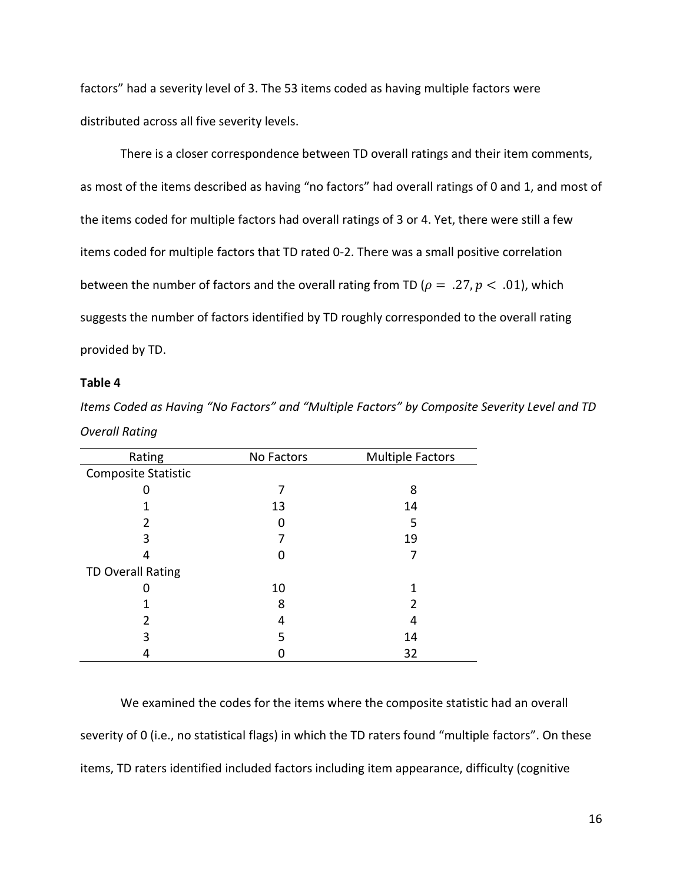factors" had a severity level of 3. The 53 items coded as having multiple factors were distributed across all five severity levels.

There is a closer correspondence between TD overall ratings and their item comments, as most of the items described as having "no factors" had overall ratings of 0 and 1, and most of the items coded for multiple factors had overall ratings of 3 or 4. Yet, there were still a few items coded for multiple factors that TD rated 0-2. There was a small positive correlation between the number of factors and the overall rating from TD ($\rho = .27, p < .01$), which suggests the number of factors identified by TD roughly corresponded to the overall rating provided by TD.

**Table 4**

*Items Coded as Having "No Factors" and "Multiple Factors" by Composite Severity Level and TD Overall Rating*

| Rating | No Factors | Multiple Factors |
|---|---|---|
| Composite Statistic | | |
| 0 | 7 | 8 |
| 1 | 13 | 14 |
| 2 | 0 | 5 |
| 3 | 7 | 19 |
| 4 | 0 | 7 |
| TD Overall Rating | | |
| 0 | 10 | 1 |
| 1 | 8 | 2 |
| 2 | 4 | 4 |
| 3 | 5 | 14 |
| 4 | 0 | 32 |

We examined the codes for the items where the composite statistic had an overall severity of 0 (i.e., no statistical flags) in which the TD raters found "multiple factors". On these items, TD raters identified included factors including item appearance, difficulty (cognitive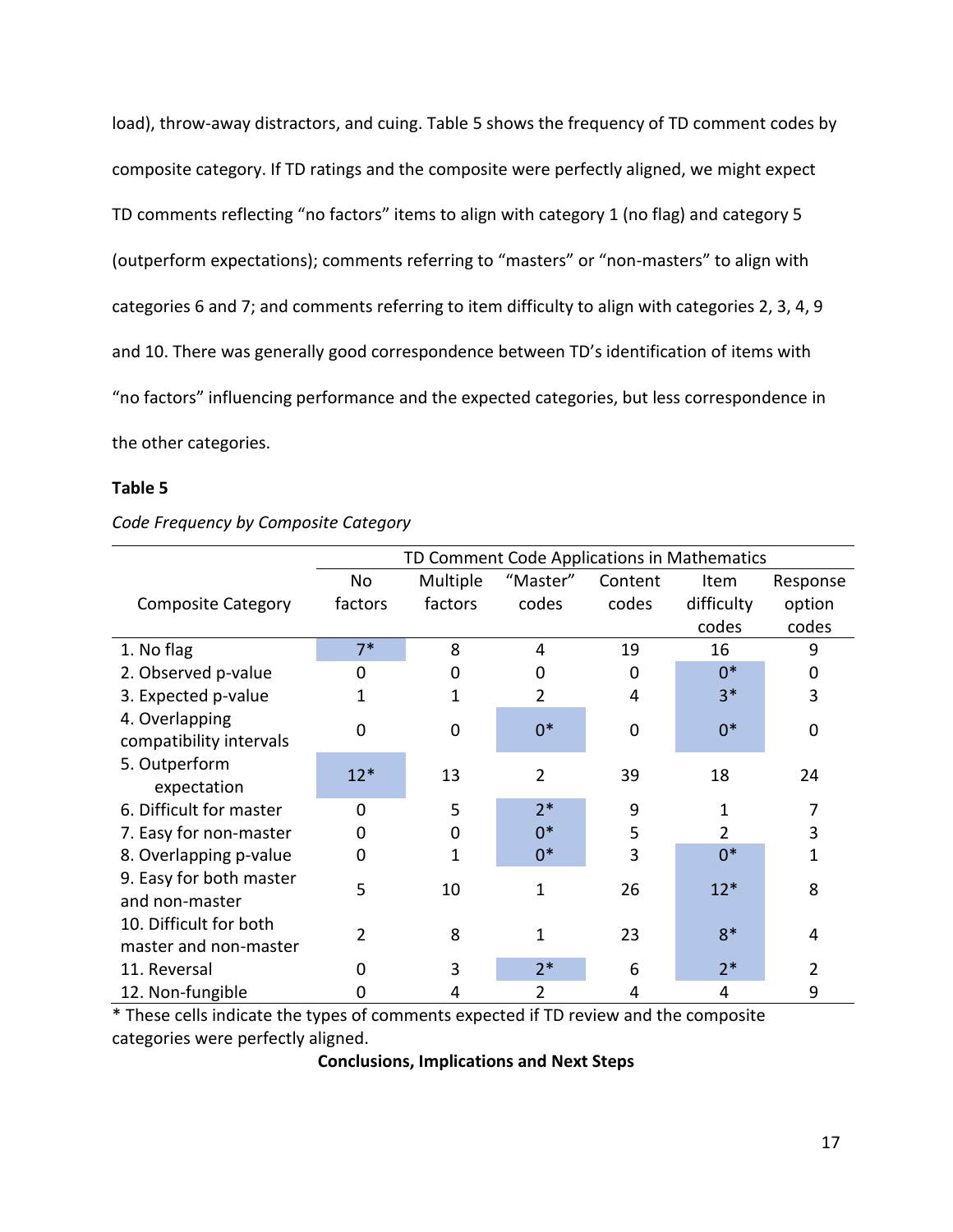load), throw-away distractors, and cuing. Table 5 shows the frequency of TD comment codes by composite category. If TD ratings and the composite were perfectly aligned, we might expect TD comments reflecting "no factors" items to align with category 1 (no flag) and category 5 (outperform expectations); comments referring to "masters" or "non-masters" to align with categories 6 and 7; and comments referring to item difficulty to align with categories 2, 3, 4, 9 and 10. There was generally good correspondence between TD's identification of items with "no factors" influencing performance and the expected categories, but less correspondence in the other categories.

**Table 5**

*Code Frequency by Composite Category*

| | TD Comment Code Applications in Mathematics | | | | | |
|---|---|---|---|---|---|---|
| Composite Category | No factors | Multiple factors | "Master" codes | Content codes | Item difficulty codes | Response option codes |
| 1. No flag | 7* | 8 | 4 | 19 | 16 | 9 |
| 2. Observed p-value | 0 | 0 | 0 | 0 | 0* | 0 |
| 3. Expected p-value | 1 | 1 | 2 | 4 | 3* | 3 |
| 4. Overlapping compatibility intervals | 0 | 0 | 0* | 0 | 0* | 0 |
| 5. Outperform expectation | 12* | 13 | 2 | 39 | 18 | 24 |
| 6. Difficult for master | 0 | 5 | 2* | 9 | 1 | 7 |
| 7. Easy for non-master | 0 | 0 | 0* | 5 | 2 | 3 |
| 8. Overlapping p-value | 0 | 1 | 0* | 3 | 0* | 1 |
| 9. Easy for both master and non-master | 5 | 10 | 1 | 26 | 12* | 8 |
| 10. Difficult for both master and non-master | 2 | 8 | 1 | 23 | 8* | 4 |
| 11. Reversal | 0 | 3 | 2* | 6 | 2* | 2 |
| 12. Non-fungible | 0 | 4 | 2 | 4 | 4 | 9 |

* These cells indicate the types of comments expected if TD review and the composite categories were perfectly aligned.

## Conclusions, Implications and Next Steps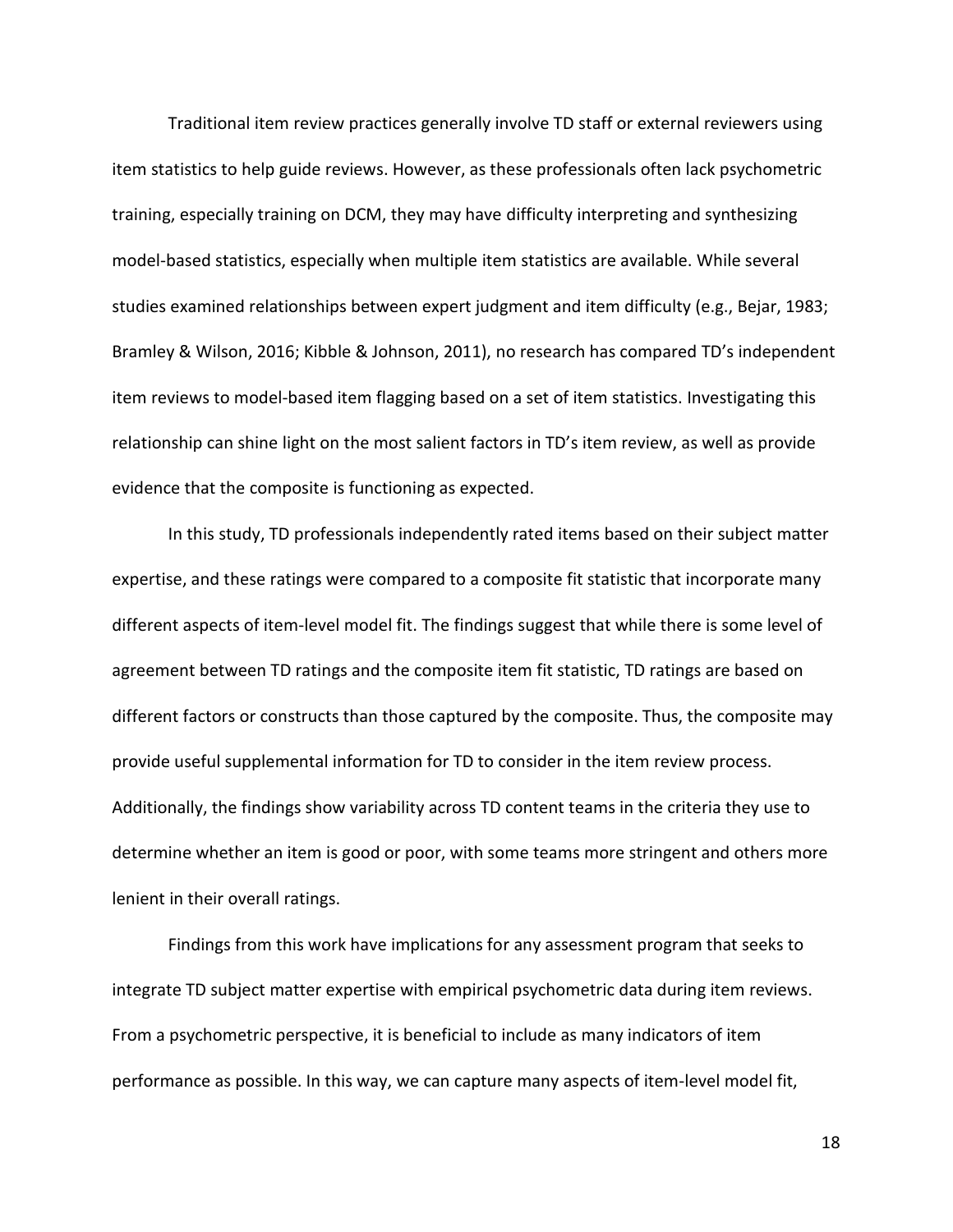Traditional item review practices generally involve TD staff or external reviewers using item statistics to help guide reviews. However, as these professionals often lack psychometric training, especially training on DCM, they may have difficulty interpreting and synthesizing model-based statistics, especially when multiple item statistics are available. While several studies examined relationships between expert judgment and item difficulty (e.g., Bejar, 1983; Bramley & Wilson, 2016; Kibble & Johnson, 2011), no research has compared TD's independent item reviews to model-based item flagging based on a set of item statistics. Investigating this relationship can shine light on the most salient factors in TD's item review, as well as provide evidence that the composite is functioning as expected.

In this study, TD professionals independently rated items based on their subject matter expertise, and these ratings were compared to a composite fit statistic that incorporate many different aspects of item-level model fit. The findings suggest that while there is some level of agreement between TD ratings and the composite item fit statistic, TD ratings are based on different factors or constructs than those captured by the composite. Thus, the composite may provide useful supplemental information for TD to consider in the item review process. Additionally, the findings show variability across TD content teams in the criteria they use to determine whether an item is good or poor, with some teams more stringent and others more lenient in their overall ratings.

Findings from this work have implications for any assessment program that seeks to integrate TD subject matter expertise with empirical psychometric data during item reviews. From a psychometric perspective, it is beneficial to include as many indicators of item performance as possible. In this way, we can capture many aspects of item-level model fit,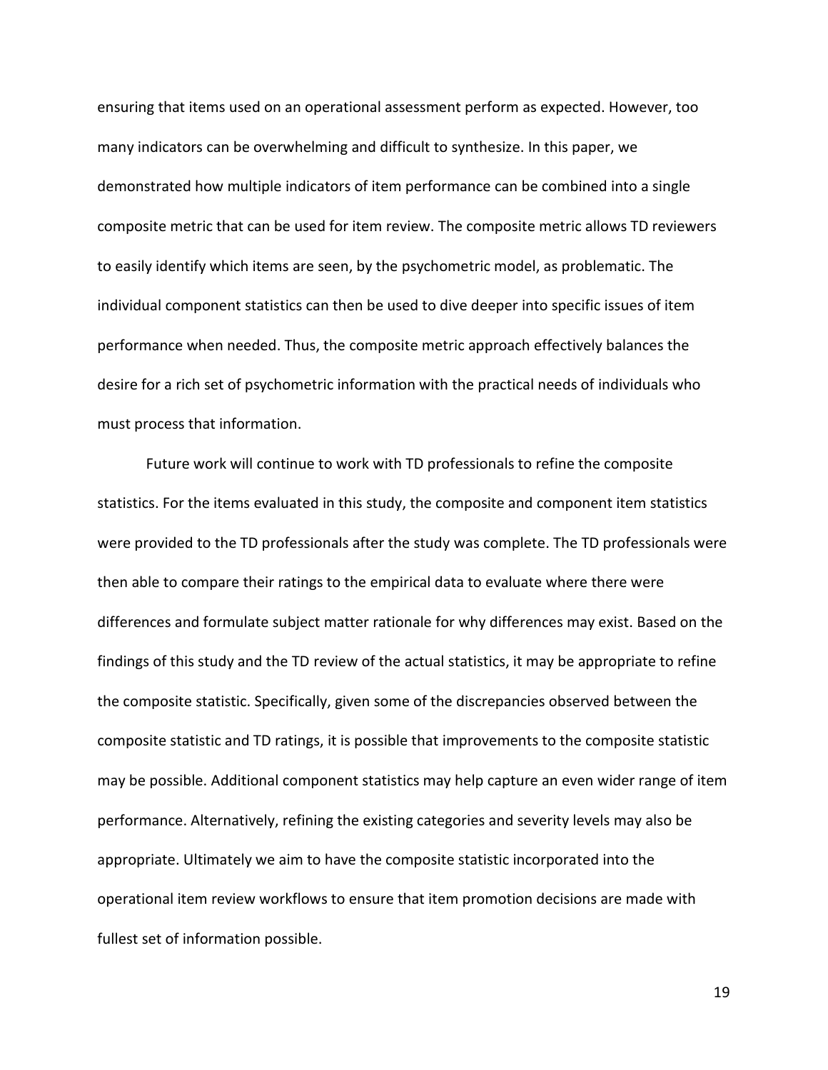ensuring that items used on an operational assessment perform as expected. However, too many indicators can be overwhelming and difficult to synthesize. In this paper, we demonstrated how multiple indicators of item performance can be combined into a single composite metric that can be used for item review. The composite metric allows TD reviewers to easily identify which items are seen, by the psychometric model, as problematic. The individual component statistics can then be used to dive deeper into specific issues of item performance when needed. Thus, the composite metric approach effectively balances the desire for a rich set of psychometric information with the practical needs of individuals who must process that information.

Future work will continue to work with TD professionals to refine the composite statistics. For the items evaluated in this study, the composite and component item statistics were provided to the TD professionals after the study was complete. The TD professionals were then able to compare their ratings to the empirical data to evaluate where there were differences and formulate subject matter rationale for why differences may exist. Based on the findings of this study and the TD review of the actual statistics, it may be appropriate to refine the composite statistic. Specifically, given some of the discrepancies observed between the composite statistic and TD ratings, it is possible that improvements to the composite statistic may be possible. Additional component statistics may help capture an even wider range of item performance. Alternatively, refining the existing categories and severity levels may also be appropriate. Ultimately we aim to have the composite statistic incorporated into the operational item review workflows to ensure that item promotion decisions are made with fullest set of information possible.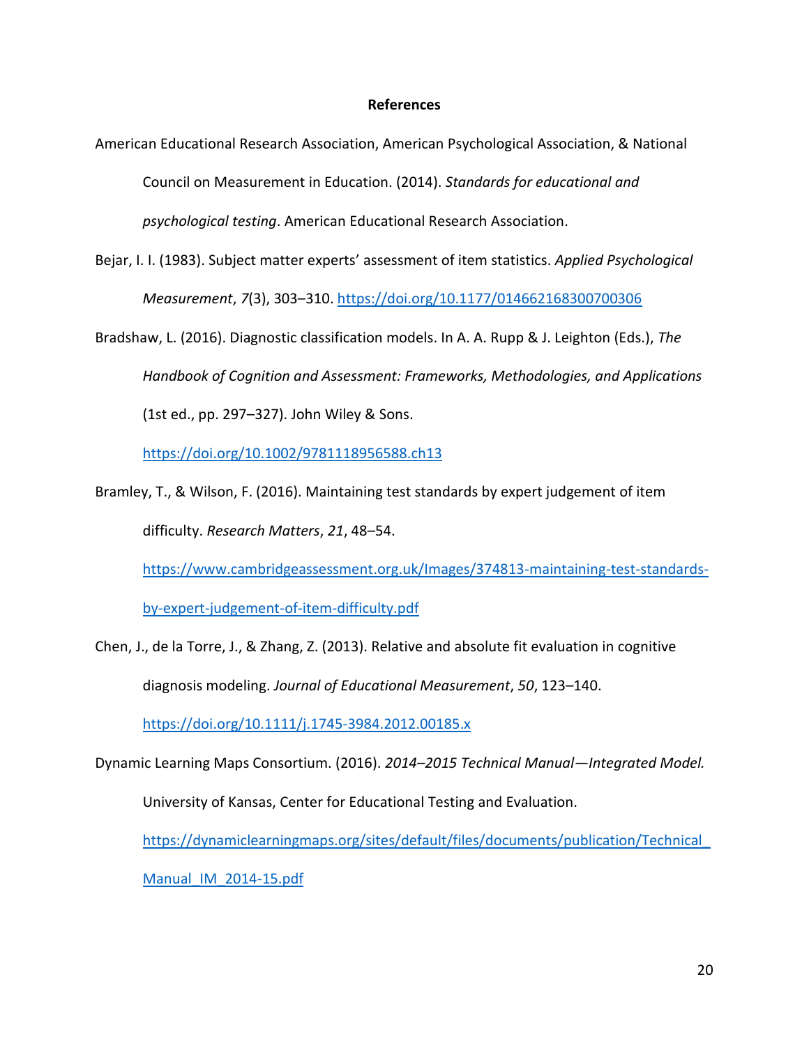# References

American Educational Research Association, American Psychological Association, & National Council on Measurement in Education. (2014). *Standards for educational and psychological testing*. American Educational Research Association.

Bejar, I. I. (1983). Subject matter experts' assessment of item statistics. *Applied Psychological Measurement*, *7*(3), 303–310. https://doi.org/10.1177/014662168300700306

Bradshaw, L. (2016). Diagnostic classification models. In A. A. Rupp & J. Leighton (Eds.), *The Handbook of Cognition and Assessment: Frameworks, Methodologies, and Applications* (1st ed., pp. 297–327). John Wiley & Sons. https://doi.org/10.1002/9781118956588.ch13

Bramley, T., & Wilson, F. (2016). Maintaining test standards by expert judgement of item difficulty. *Research Matters*, *21*, 48–54. https://www.cambridgeassessment.org.uk/Images/374813-maintaining-test-standards-by-expert-judgement-of-item-difficulty.pdf

Chen, J., de la Torre, J., & Zhang, Z. (2013). Relative and absolute fit evaluation in cognitive diagnosis modeling. *Journal of Educational Measurement*, *50*, 123–140. https://doi.org/10.1111/j.1745-3984.2012.00185.x

Dynamic Learning Maps Consortium. (2016). *2014–2015 Technical Manual—Integrated Model.* University of Kansas, Center for Educational Testing and Evaluation. https://dynamiclearningmaps.org/sites/default/files/documents/publication/Technical_Manual_IM_2014-15.pdf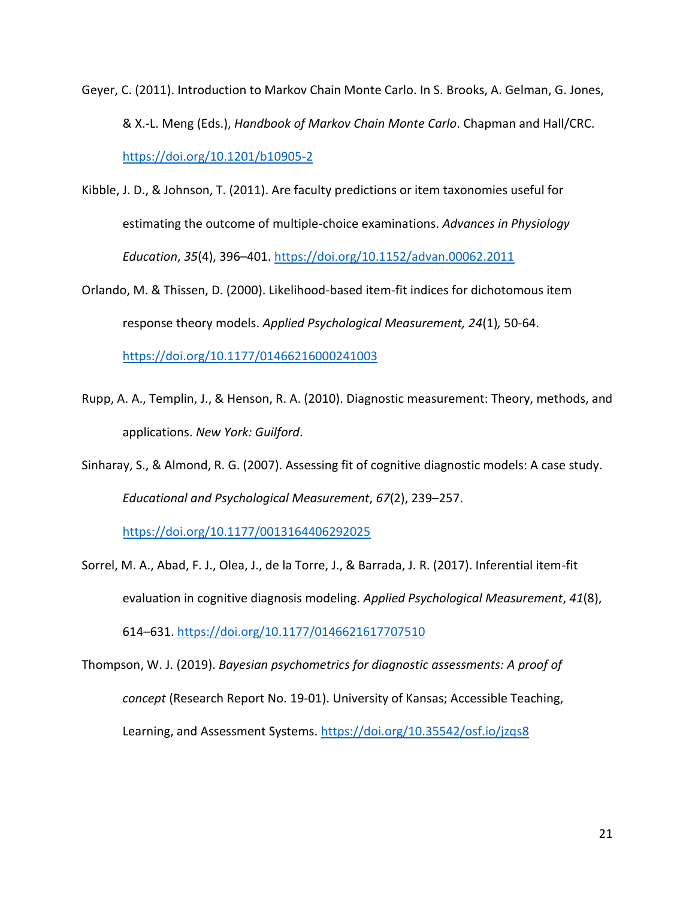Geyer, C. (2011). Introduction to Markov Chain Monte Carlo. In S. Brooks, A. Gelman, G. Jones, & X.-L. Meng (Eds.), *Handbook of Markov Chain Monte Carlo*. Chapman and Hall/CRC. https://doi.org/10.1201/b10905-2

Kibble, J. D., & Johnson, T. (2011). Are faculty predictions or item taxonomies useful for estimating the outcome of multiple-choice examinations. *Advances in Physiology Education*, *35*(4), 396–401. https://doi.org/10.1152/advan.00062.2011

Orlando, M. & Thissen, D. (2000). Likelihood-based item-fit indices for dichotomous item response theory models. *Applied Psychological Measurement, 24*(1)*,* 50-64. https://doi.org/10.1177/01466216000241003

Rupp, A. A., Templin, J., & Henson, R. A. (2010). Diagnostic measurement: Theory, methods, and applications. *New York: Guilford*.

Sinharay, S., & Almond, R. G. (2007). Assessing fit of cognitive diagnostic models: A case study. *Educational and Psychological Measurement*, *67*(2), 239–257. https://doi.org/10.1177/0013164406292025

Sorrel, M. A., Abad, F. J., Olea, J., de la Torre, J., & Barrada, J. R. (2017). Inferential item-fit evaluation in cognitive diagnosis modeling. *Applied Psychological Measurement*, *41*(8), 614–631. https://doi.org/10.1177/0146621617707510

Thompson, W. J. (2019). *Bayesian psychometrics for diagnostic assessments: A proof of concept* (Research Report No. 19-01). University of Kansas; Accessible Teaching, Learning, and Assessment Systems. https://doi.org/10.35542/osf.io/jzqs8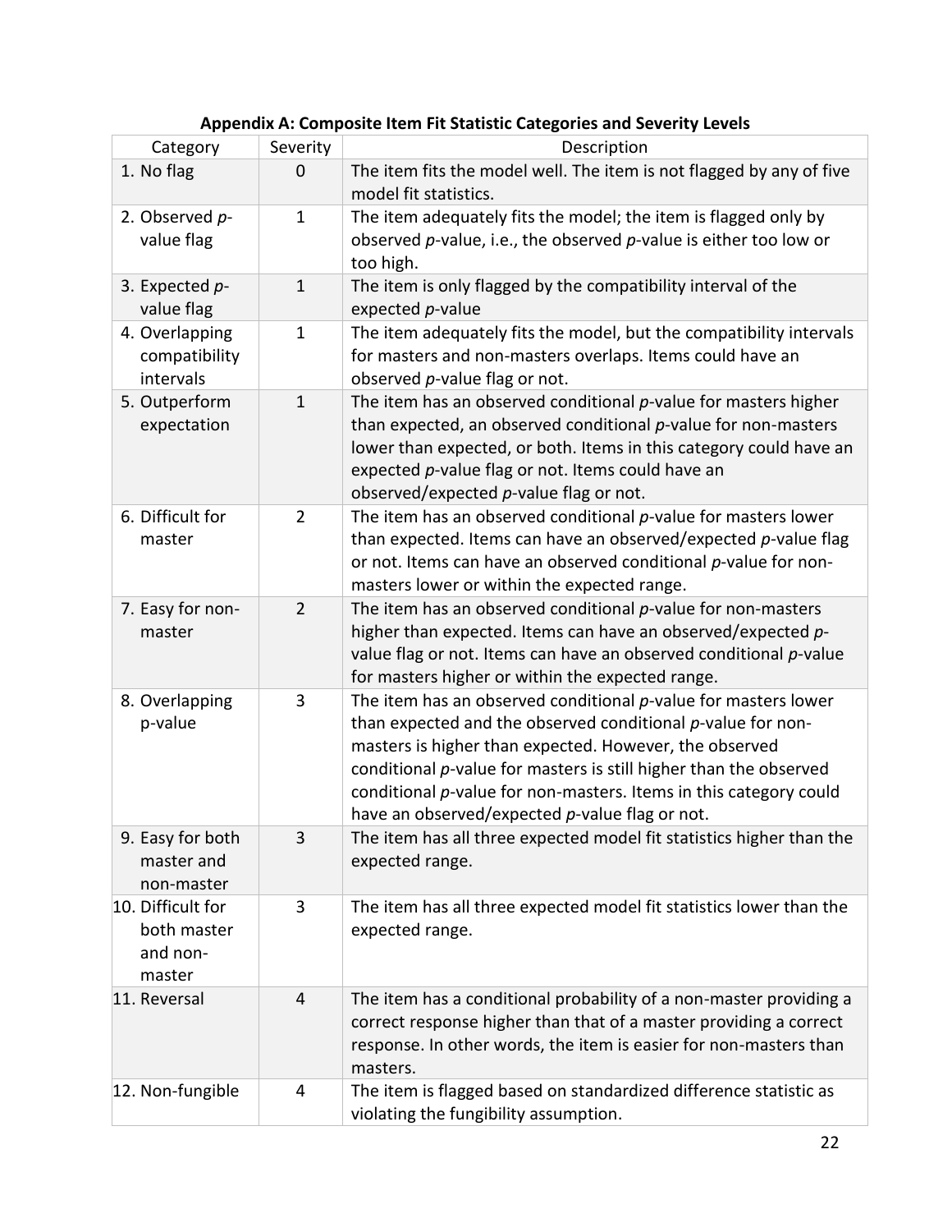**Appendix A: Composite Item Fit Statistic Categories and Severity Levels**

| Category | Severity | Description |
|---|---|---|
| 1. No flag | 0 | The item fits the model well. The item is not flagged by any of five model fit statistics. |
| 2. Observed *p*-value flag | 1 | The item adequately fits the model; the item is flagged only by observed *p*-value, i.e., the observed *p*-value is either too low or too high. |
| 3. Expected *p*-value flag | 1 | The item is only flagged by the compatibility interval of the expected *p*-value |
| 4. Overlapping compatibility intervals | 1 | The item adequately fits the model, but the compatibility intervals for masters and non-masters overlaps. Items could have an observed *p*-value flag or not. |
| 5. Outperform expectation | 1 | The item has an observed conditional *p*-value for masters higher than expected, an observed conditional *p*-value for non-masters lower than expected, or both. Items in this category could have an expected *p*-value flag or not. Items could have an observed/expected *p*-value flag or not. |
| 6. Difficult for master | 2 | The item has an observed conditional *p*-value for masters lower than expected. Items can have an observed/expected *p*-value flag or not. Items can have an observed conditional *p*-value for non-masters lower or within the expected range. |
| 7. Easy for non-master | 2 | The item has an observed conditional *p*-value for non-masters higher than expected. Items can have an observed/expected *p*-value flag or not. Items can have an observed conditional *p*-value for masters higher or within the expected range. |
| 8. Overlapping p-value | 3 | The item has an observed conditional *p*-value for masters lower than expected and the observed conditional *p*-value for non-masters is higher than expected. However, the observed conditional *p*-value for masters is still higher than the observed conditional *p*-value for non-masters. Items in this category could have an observed/expected *p*-value flag or not. |
| 9. Easy for both master and non-master | 3 | The item has all three expected model fit statistics higher than the expected range. |
| 10. Difficult for both master and non-master | 3 | The item has all three expected model fit statistics lower than the expected range. |
| 11. Reversal | 4 | The item has a conditional probability of a non-master providing a correct response higher than that of a master providing a correct response. In other words, the item is easier for non-masters than masters. |
| 12. Non-fungible | 4 | The item is flagged based on standardized difference statistic as violating the fungibility assumption. |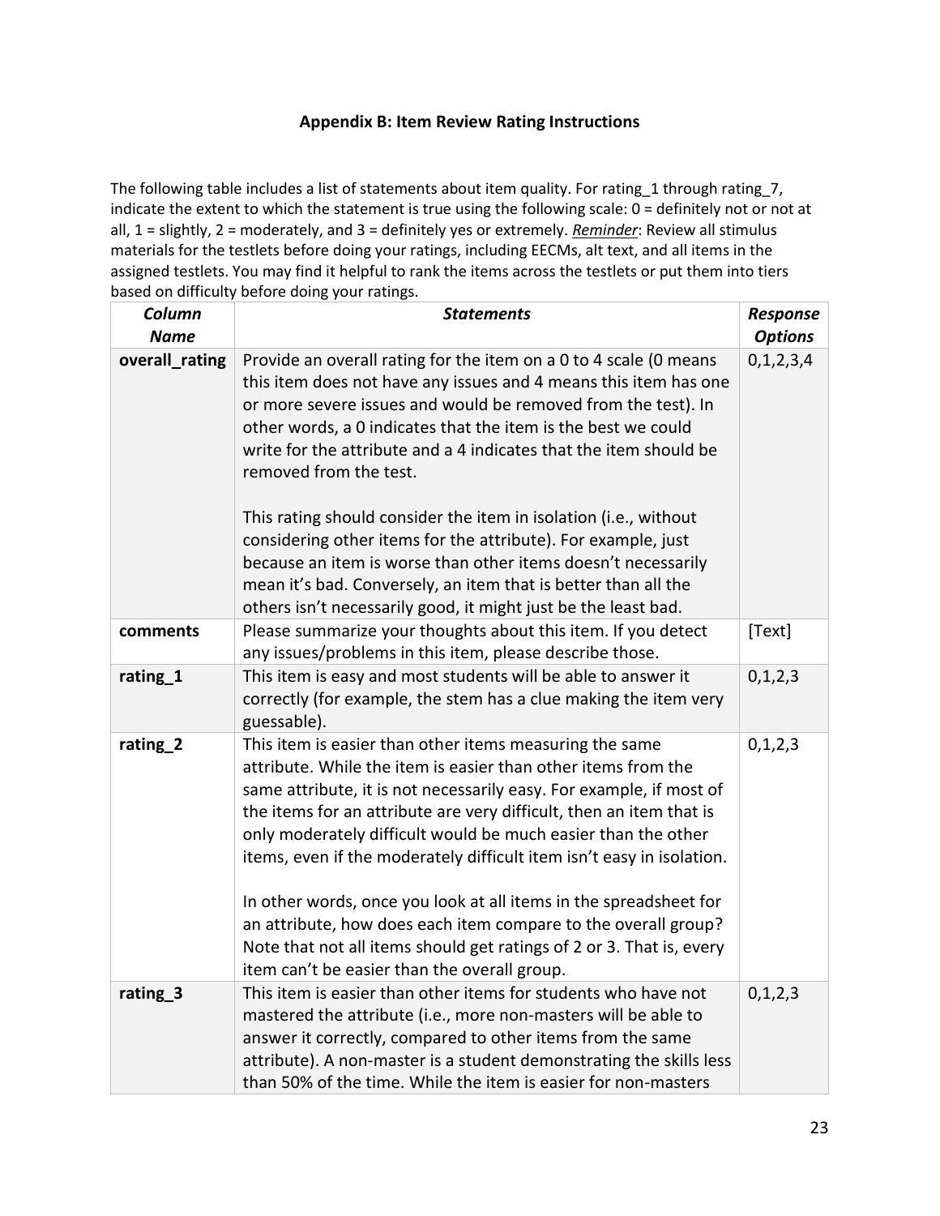### Appendix B: Item Review Rating Instructions

The following table includes a list of statements about item quality. For rating_1 through rating_7, indicate the extent to which the statement is true using the following scale: 0 = definitely not or not at all, 1 = slightly, 2 = moderately, and 3 = definitely yes or extremely. ***Reminder***: Review all stimulus materials for the testlets before doing your ratings, including EECMs, alt text, and all items in the assigned testlets. You may find it helpful to rank the items across the testlets or put them into tiers based on difficulty before doing your ratings.

| ***Column Name*** | ***Statements*** | ***Response Options*** |
|---|---|---|
| **overall_rating** | Provide an overall rating for the item on a 0 to 4 scale (0 means this item does not have any issues and 4 means this item has one or more severe issues and would be removed from the test). In other words, a 0 indicates that the item is the best we could write for the attribute and a 4 indicates that the item should be removed from the test.<br><br>This rating should consider the item in isolation (i.e., without considering other items for the attribute). For example, just because an item is worse than other items doesn't necessarily mean it's bad. Conversely, an item that is better than all the others isn't necessarily good, it might just be the least bad. | 0,1,2,3,4 |
| **comments** | Please summarize your thoughts about this item. If you detect any issues/problems in this item, please describe those. | [Text] |
| **rating_1** | This item is easy and most students will be able to answer it correctly (for example, the stem has a clue making the item very guessable). | 0,1,2,3 |
| **rating_2** | This item is easier than other items measuring the same attribute. While the item is easier than other items from the same attribute, it is not necessarily easy. For example, if most of the items for an attribute are very difficult, then an item that is only moderately difficult would be much easier than the other items, even if the moderately difficult item isn't easy in isolation.<br><br>In other words, once you look at all items in the spreadsheet for an attribute, how does each item compare to the overall group? Note that not all items should get ratings of 2 or 3. That is, every item can't be easier than the overall group. | 0,1,2,3 |
| **rating_3** | This item is easier than other items for students who have not mastered the attribute (i.e., more non-masters will be able to answer it correctly, compared to other items from the same attribute). A non-master is a student demonstrating the skills less than 50% of the time. While the item is easier for non-masters | 0,1,2,3 |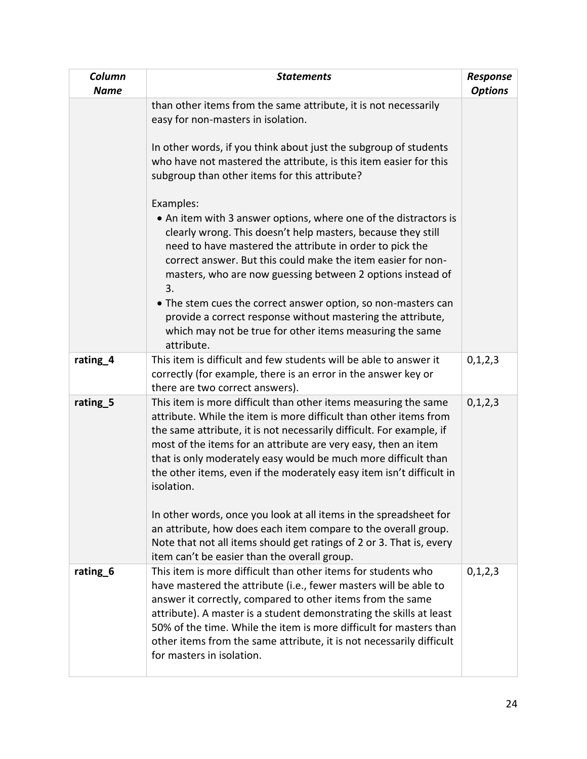| ***Column Name*** | ***Statements*** | ***Response Options*** |
|---|---|---|
| | than other items from the same attribute, it is not necessarily easy for non-masters in isolation.<br><br>In other words, if you think about just the subgroup of students who have not mastered the attribute, is this item easier for this subgroup than other items for this attribute?<br><br>Examples:<br>• An item with 3 answer options, where one of the distractors is clearly wrong. This doesn't help masters, because they still need to have mastered the attribute in order to pick the correct answer. But this could make the item easier for non-masters, who are now guessing between 2 options instead of 3.<br>• The stem cues the correct answer option, so non-masters can provide a correct response without mastering the attribute, which may not be true for other items measuring the same attribute. | |
| **rating_4** | This item is difficult and few students will be able to answer it correctly (for example, there is an error in the answer key or there are two correct answers). | 0,1,2,3 |
| **rating_5** | This item is more difficult than other items measuring the same attribute. While the item is more difficult than other items from the same attribute, it is not necessarily difficult. For example, if most of the items for an attribute are very easy, then an item that is only moderately easy would be much more difficult than the other items, even if the moderately easy item isn't difficult in isolation.<br><br>In other words, once you look at all items in the spreadsheet for an attribute, how does each item compare to the overall group. Note that not all items should get ratings of 2 or 3. That is, every item can't be easier than the overall group. | 0,1,2,3 |
| **rating_6** | This item is more difficult than other items for students who have mastered the attribute (i.e., fewer masters will be able to answer it correctly, compared to other items from the same attribute). A master is a student demonstrating the skills at least 50% of the time. While the item is more difficult for masters than other items from the same attribute, it is not necessarily difficult for masters in isolation. | 0,1,2,3 |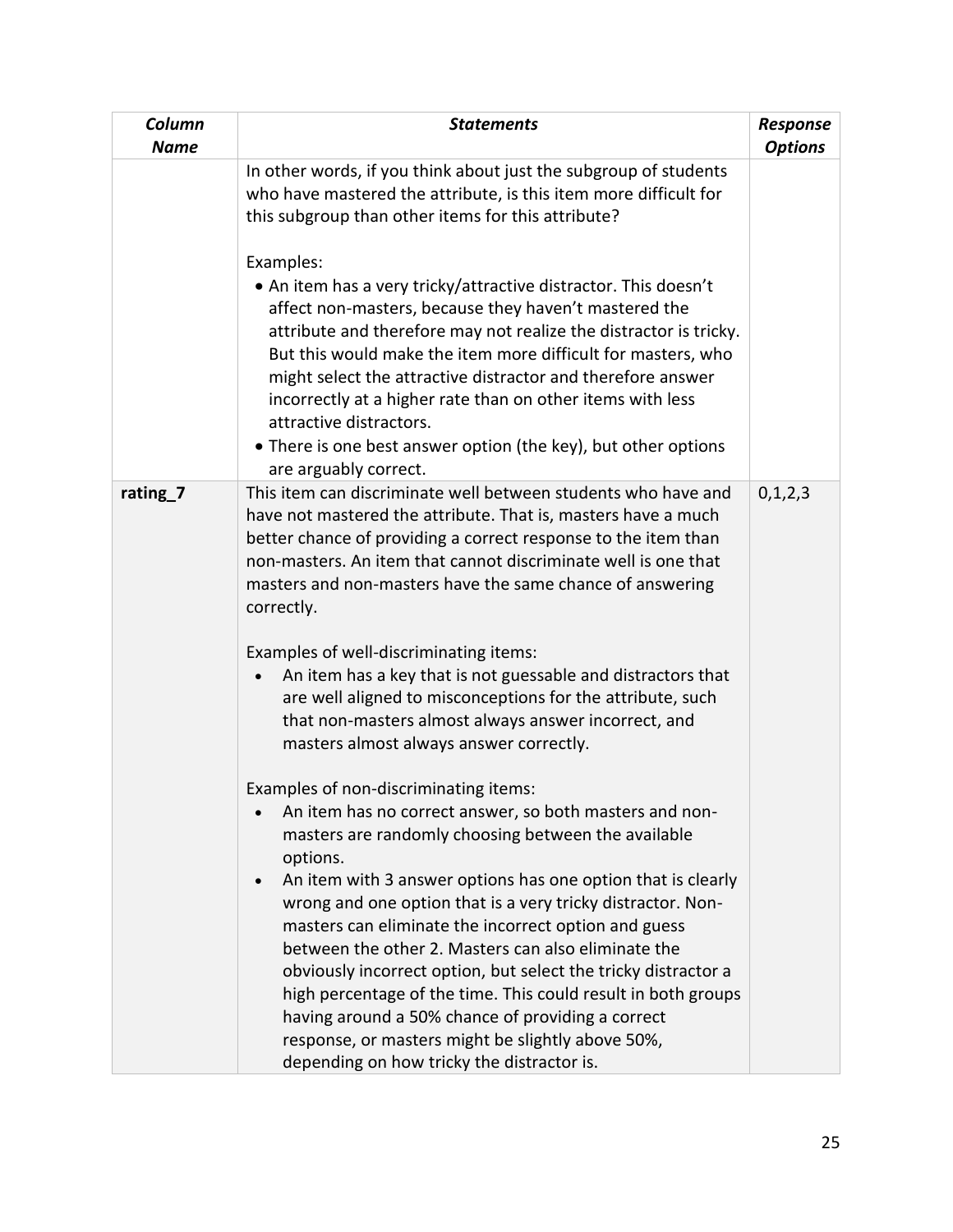| *Column Name* | *Statements* | *Response Options* |
| --- | --- | --- |
| | In other words, if you think about just the subgroup of students who have mastered the attribute, is this item more difficult for this subgroup than other items for this attribute?<br><br>Examples:<br>• An item has a very tricky/attractive distractor. This doesn't affect non-masters, because they haven't mastered the attribute and therefore may not realize the distractor is tricky. But this would make the item more difficult for masters, who might select the attractive distractor and therefore answer incorrectly at a higher rate than on other items with less attractive distractors.<br>• There is one best answer option (the key), but other options are arguably correct. | |
| **rating_7** | This item can discriminate well between students who have and have not mastered the attribute. That is, masters have a much better chance of providing a correct response to the item than non-masters. An item that cannot discriminate well is one that masters and non-masters have the same chance of answering correctly.<br><br>Examples of well-discriminating items:<br>• An item has a key that is not guessable and distractors that are well aligned to misconceptions for the attribute, such that non-masters almost always answer incorrect, and masters almost always answer correctly.<br><br>Examples of non-discriminating items:<br>• An item has no correct answer, so both masters and non-masters are randomly choosing between the available options.<br>• An item with 3 answer options has one option that is clearly wrong and one option that is a very tricky distractor. Non-masters can eliminate the incorrect option and guess between the other 2. Masters can also eliminate the obviously incorrect option, but select the tricky distractor a high percentage of the time. This could result in both groups having around a 50% chance of providing a correct response, or masters might be slightly above 50%, depending on how tricky the distractor is. | 0,1,2,3 |